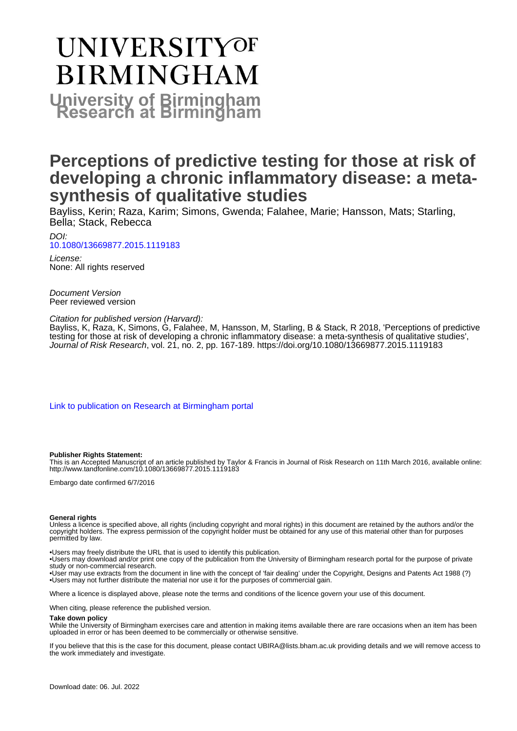# UNIVERSITY OF BIRMINGHAM

**University of Birmingham Research at Birmingham**

# Perceptions of predictive testing for those at risk of developing a chronic inflammatory disease: a meta-synthesis of qualitative studies

Bayliss, Kerin; Raza, Karim; Simons, Gwenda; Falahee, Marie; Hansson, Mats; Starling, Bella; Stack, Rebecca

*DOI:*
[10.1080/13669877.2015.1119183](https://doi.org/10.1080/13669877.2015.1119183)

*License:*
None: All rights reserved

*Document Version*
Peer reviewed version

*Citation for published version (Harvard):*
Bayliss, K, Raza, K, Simons, G, Falahee, M, Hansson, M, Starling, B & Stack, R 2018, 'Perceptions of predictive testing for those at risk of developing a chronic inflammatory disease: a meta-synthesis of qualitative studies', *Journal of Risk Research*, vol. 21, no. 2, pp. 167-189. https://doi.org/10.1080/13669877.2015.1119183

[Link to publication on Research at Birmingham portal]

**Publisher Rights Statement:**
This is an Accepted Manuscript of an article published by Taylor & Francis in Journal of Risk Research on 11th March 2016, available online: http://www.tandfonline.com/10.1080/13669877.2015.1119183

Embargo date confirmed 6/7/2016

**General rights**
Unless a licence is specified above, all rights (including copyright and moral rights) in this document are retained by the authors and/or the copyright holders. The express permission of the copyright holder must be obtained for any use of this material other than for purposes permitted by law.

•Users may freely distribute the URL that is used to identify this publication.
•Users may download and/or print one copy of the publication from the University of Birmingham research portal for the purpose of private study or non-commercial research.
•User may use extracts from the document in line with the concept of 'fair dealing' under the Copyright, Designs and Patents Act 1988 (?)
•Users may not further distribute the material nor use it for the purposes of commercial gain.

Where a licence is displayed above, please note the terms and conditions of the licence govern your use of this document.

When citing, please reference the published version.

**Take down policy**
While the University of Birmingham exercises care and attention in making items available there are rare occasions when an item has been uploaded in error or has been deemed to be commercially or otherwise sensitive.

If you believe that this is the case for this document, please contact UBIRA@lists.bham.ac.uk providing details and we will remove access to the work immediately and investigate.

Download date: 06. Jul. 2022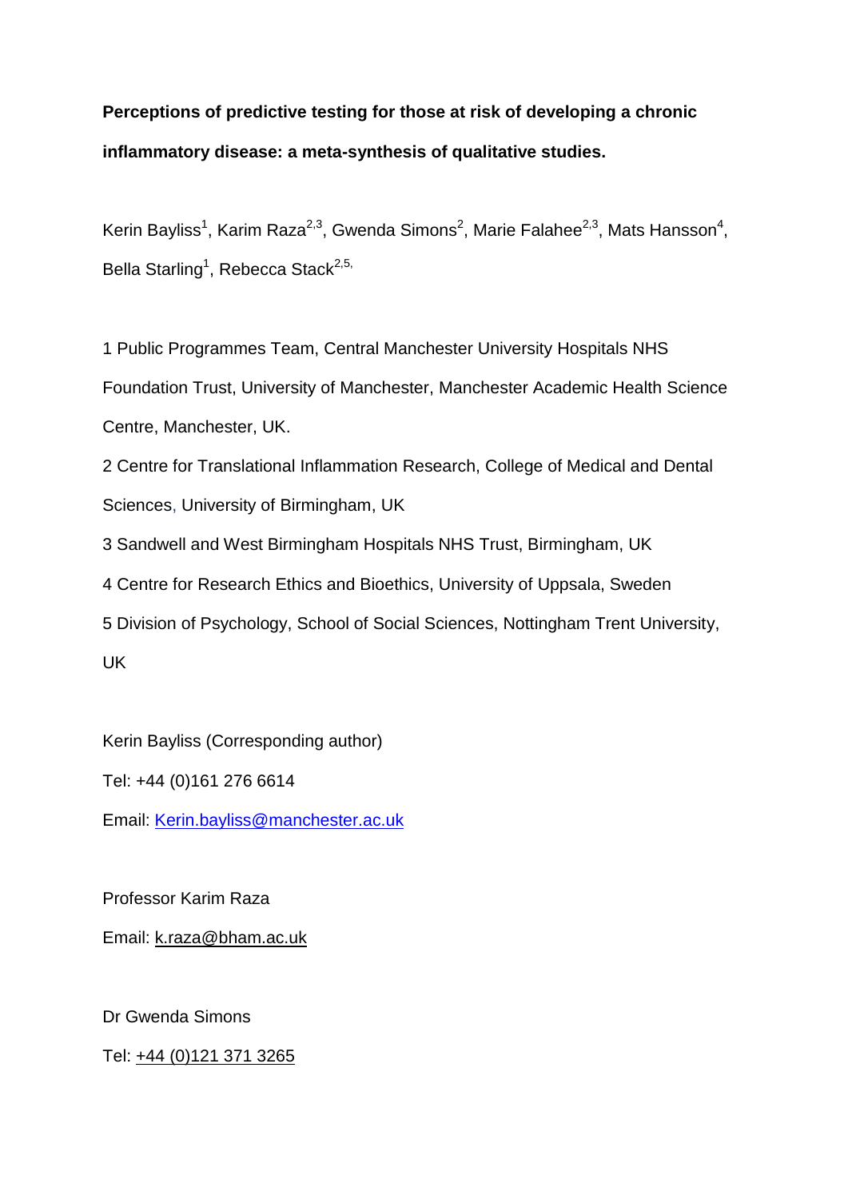**Perceptions of predictive testing for those at risk of developing a chronic inflammatory disease: a meta-synthesis of qualitative studies.**

Kerin Bayliss[1], Karim Raza[2,3], Gwenda Simons[2], Marie Falahee[2,3], Mats Hansson[4], Bella Starling[1], Rebecca Stack[2,5,]

1 Public Programmes Team, Central Manchester University Hospitals NHS Foundation Trust, University of Manchester, Manchester Academic Health Science Centre, Manchester, UK.

2 Centre for Translational Inflammation Research, College of Medical and Dental Sciences, University of Birmingham, UK

3 Sandwell and West Birmingham Hospitals NHS Trust, Birmingham, UK

4 Centre for Research Ethics and Bioethics, University of Uppsala, Sweden

5 Division of Psychology, School of Social Sciences, Nottingham Trent University, UK

Kerin Bayliss (Corresponding author)

Tel: +44 (0)161 276 6614

Email: Kerin.bayliss@manchester.ac.uk

Professor Karim Raza

Email: k.raza@bham.ac.uk

Dr Gwenda Simons

Tel: +44 (0)121 371 3265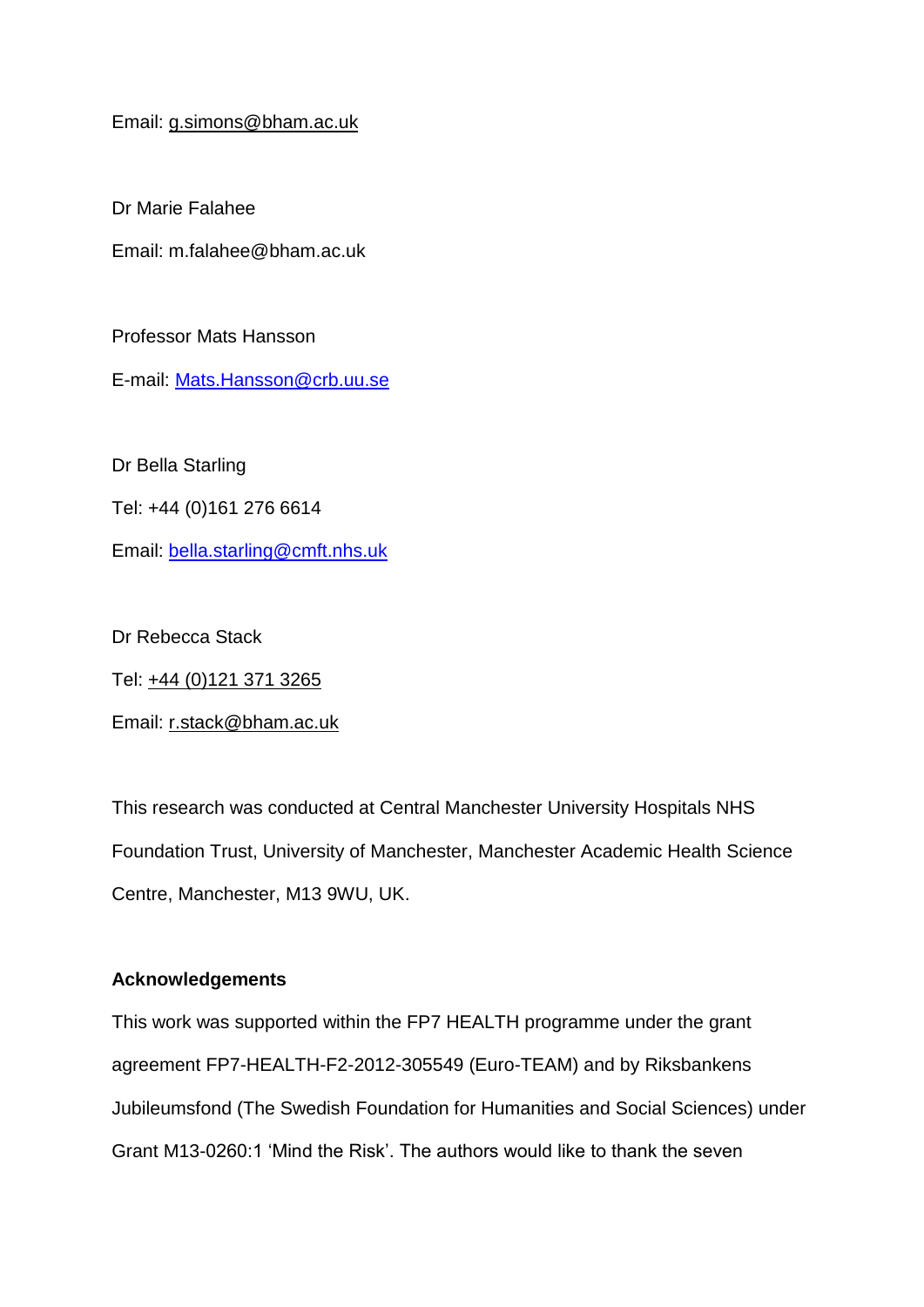Email: g.simons@bham.ac.uk

Dr Marie Falahee

Email: m.falahee@bham.ac.uk

Professor Mats Hansson

E-mail: Mats.Hansson@crb.uu.se

Dr Bella Starling

Tel: +44 (0)161 276 6614

Email: bella.starling@cmft.nhs.uk

Dr Rebecca Stack

Tel: +44 (0)121 371 3265

Email: r.stack@bham.ac.uk

This research was conducted at Central Manchester University Hospitals NHS Foundation Trust, University of Manchester, Manchester Academic Health Science Centre, Manchester, M13 9WU, UK.

**Acknowledgements**

This work was supported within the FP7 HEALTH programme under the grant agreement FP7-HEALTH-F2-2012-305549 (Euro-TEAM) and by Riksbankens Jubileumsfond (The Swedish Foundation for Humanities and Social Sciences) under Grant M13-0260:1 'Mind the Risk'. The authors would like to thank the seven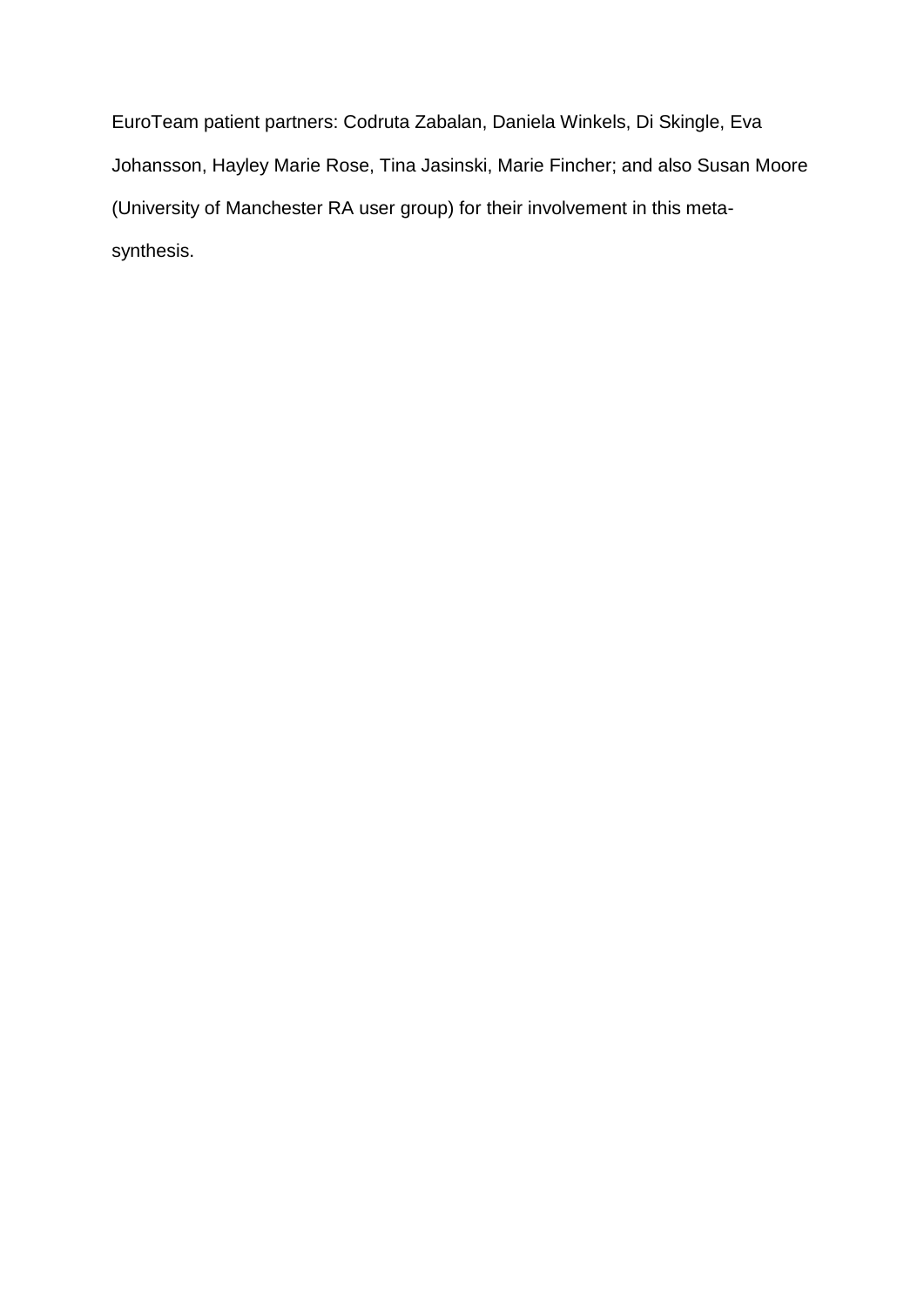EuroTeam patient partners: Codruta Zabalan, Daniela Winkels, Di Skingle, Eva Johansson, Hayley Marie Rose, Tina Jasinski, Marie Fincher; and also Susan Moore (University of Manchester RA user group) for their involvement in this meta-synthesis.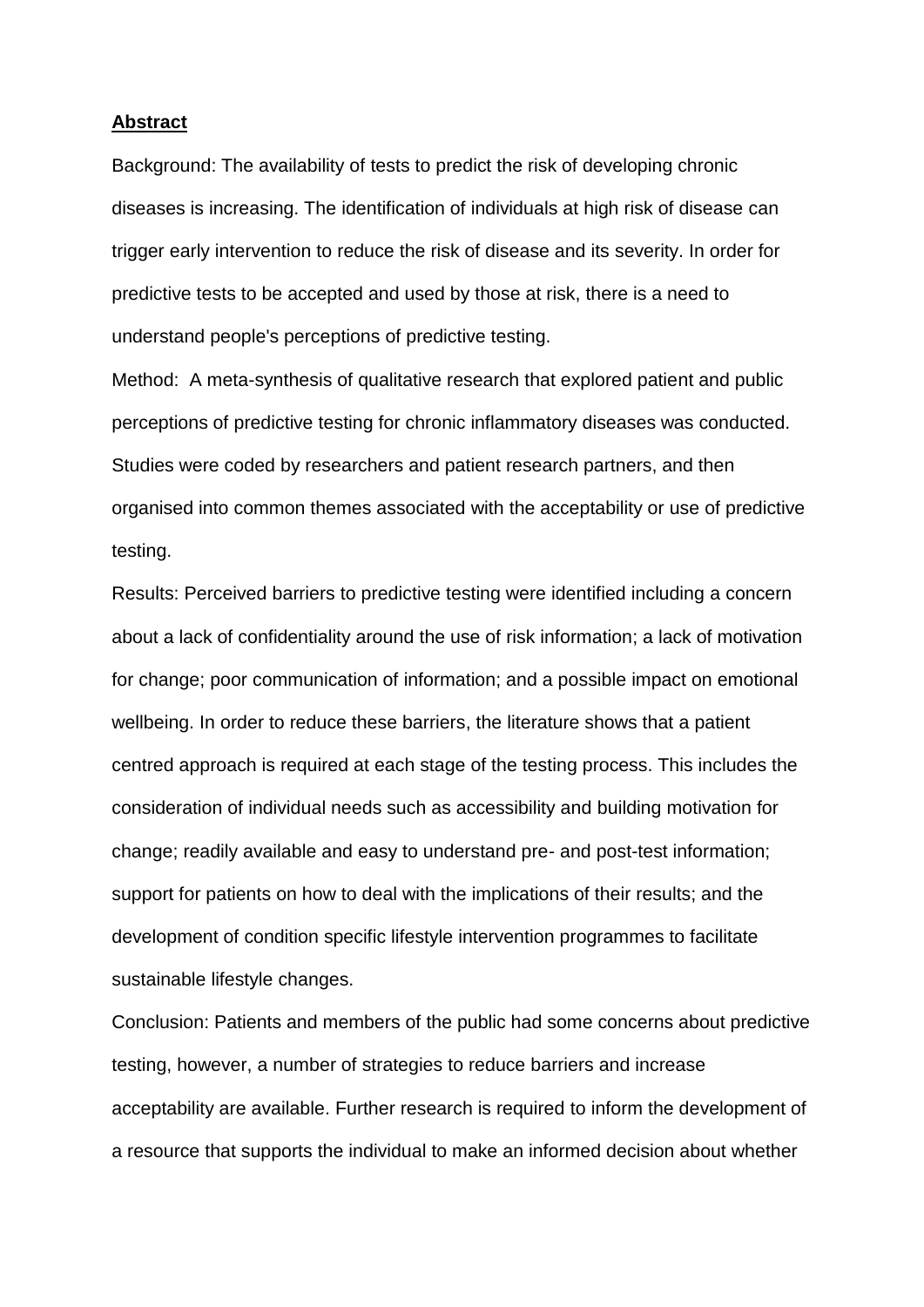**Abstract**

Background: The availability of tests to predict the risk of developing chronic diseases is increasing. The identification of individuals at high risk of disease can trigger early intervention to reduce the risk of disease and its severity. In order for predictive tests to be accepted and used by those at risk, there is a need to understand people's perceptions of predictive testing.

Method: A meta-synthesis of qualitative research that explored patient and public perceptions of predictive testing for chronic inflammatory diseases was conducted. Studies were coded by researchers and patient research partners, and then organised into common themes associated with the acceptability or use of predictive testing.

Results: Perceived barriers to predictive testing were identified including a concern about a lack of confidentiality around the use of risk information; a lack of motivation for change; poor communication of information; and a possible impact on emotional wellbeing. In order to reduce these barriers, the literature shows that a patient centred approach is required at each stage of the testing process. This includes the consideration of individual needs such as accessibility and building motivation for change; readily available and easy to understand pre- and post-test information; support for patients on how to deal with the implications of their results; and the development of condition specific lifestyle intervention programmes to facilitate sustainable lifestyle changes.

Conclusion: Patients and members of the public had some concerns about predictive testing, however, a number of strategies to reduce barriers and increase acceptability are available. Further research is required to inform the development of a resource that supports the individual to make an informed decision about whether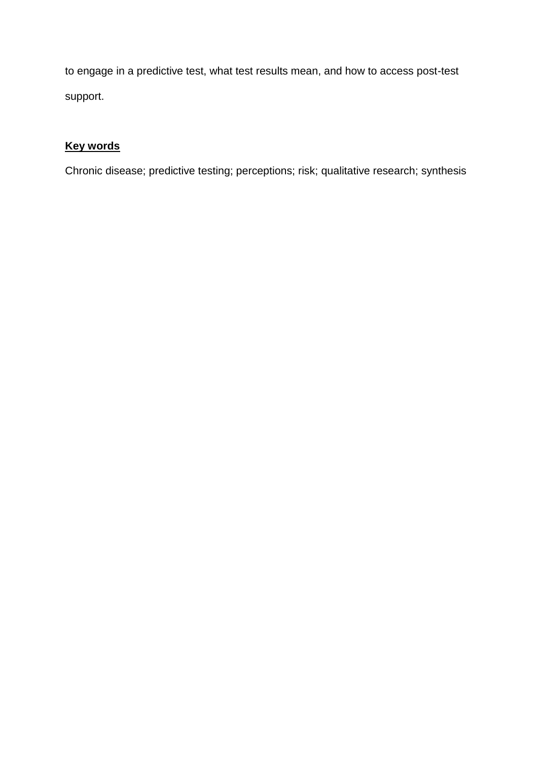to engage in a predictive test, what test results mean, and how to access post-test support.

## Key words

Chronic disease; predictive testing; perceptions; risk; qualitative research; synthesis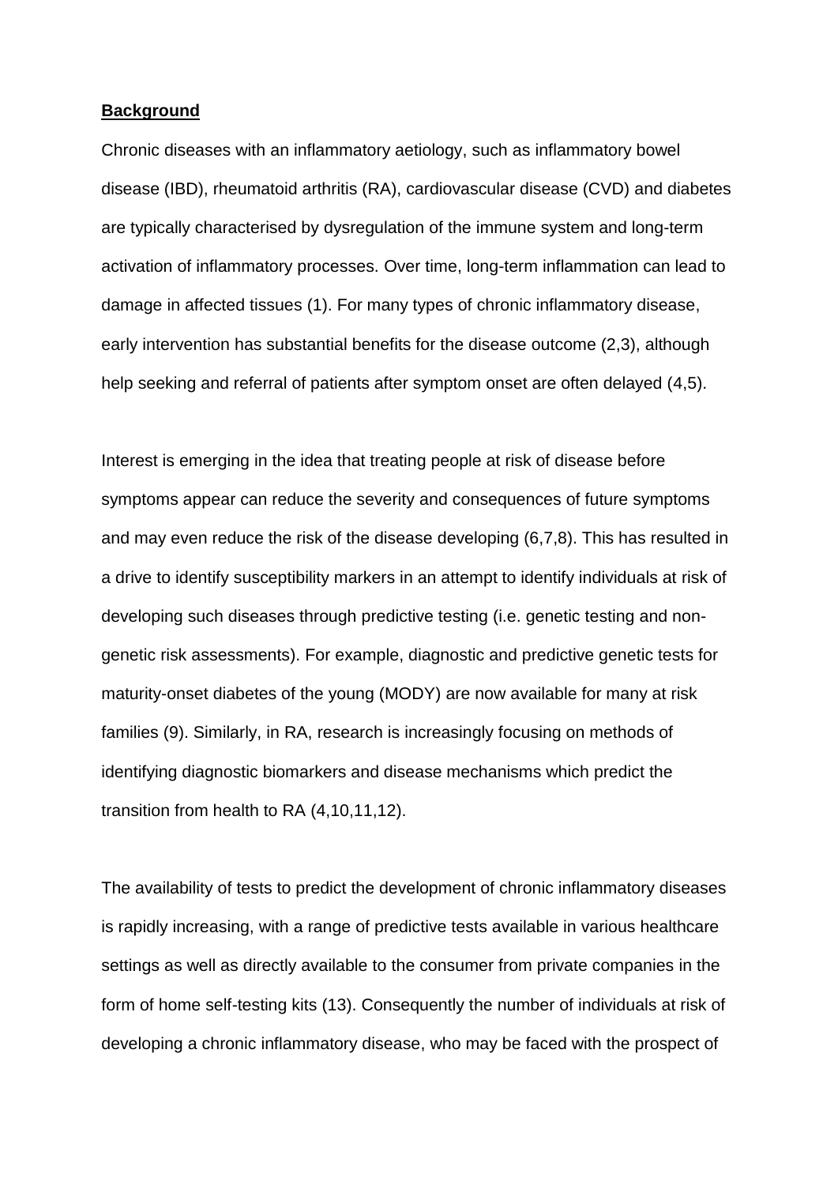**Background**

Chronic diseases with an inflammatory aetiology, such as inflammatory bowel disease (IBD), rheumatoid arthritis (RA), cardiovascular disease (CVD) and diabetes are typically characterised by dysregulation of the immune system and long-term activation of inflammatory processes. Over time, long-term inflammation can lead to damage in affected tissues (1). For many types of chronic inflammatory disease, early intervention has substantial benefits for the disease outcome (2,3), although help seeking and referral of patients after symptom onset are often delayed (4,5).

Interest is emerging in the idea that treating people at risk of disease before symptoms appear can reduce the severity and consequences of future symptoms and may even reduce the risk of the disease developing (6,7,8). This has resulted in a drive to identify susceptibility markers in an attempt to identify individuals at risk of developing such diseases through predictive testing (i.e. genetic testing and non-genetic risk assessments). For example, diagnostic and predictive genetic tests for maturity-onset diabetes of the young (MODY) are now available for many at risk families (9). Similarly, in RA, research is increasingly focusing on methods of identifying diagnostic biomarkers and disease mechanisms which predict the transition from health to RA (4,10,11,12).

The availability of tests to predict the development of chronic inflammatory diseases is rapidly increasing, with a range of predictive tests available in various healthcare settings as well as directly available to the consumer from private companies in the form of home self-testing kits (13). Consequently the number of individuals at risk of developing a chronic inflammatory disease, who may be faced with the prospect of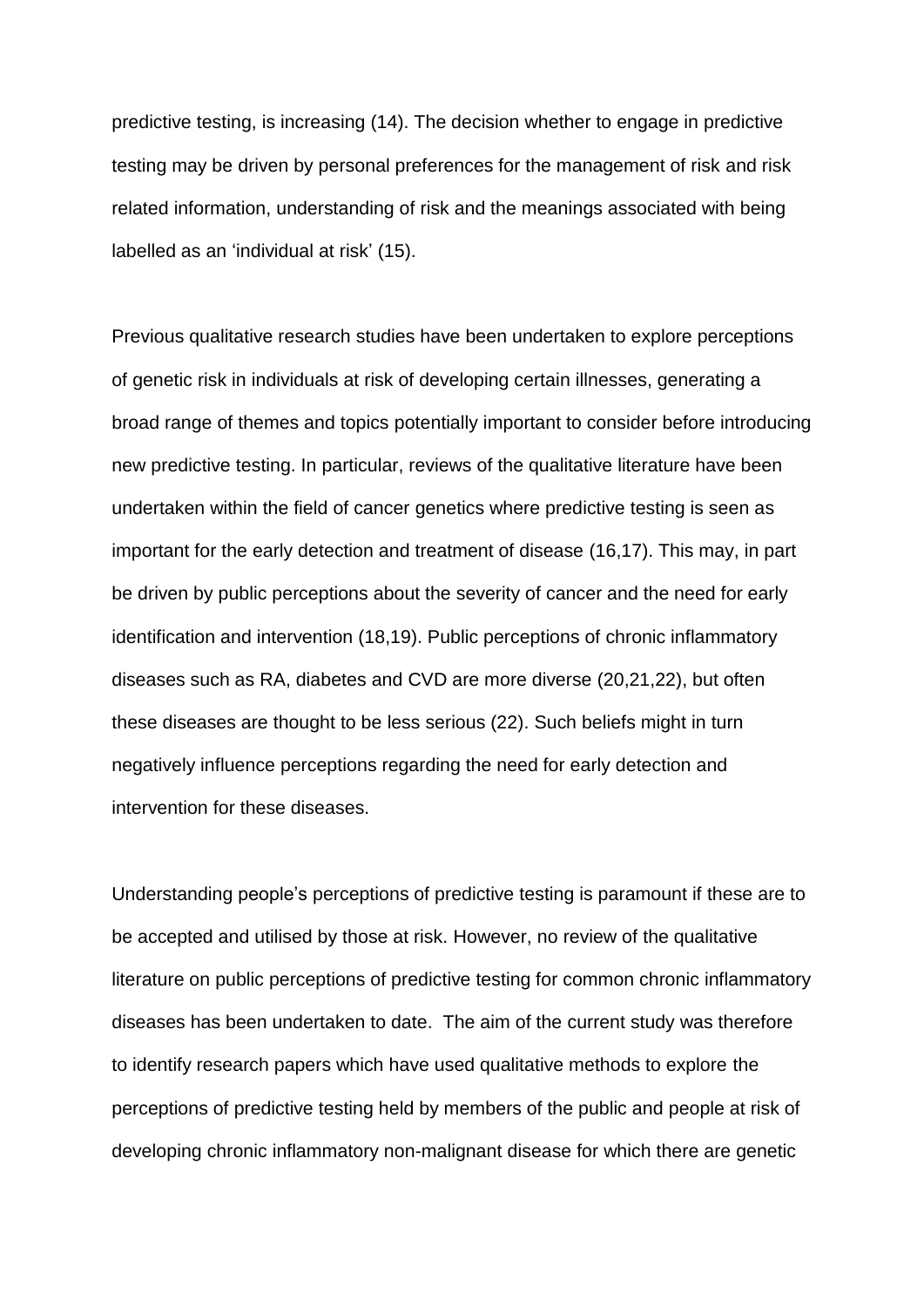predictive testing, is increasing (14). The decision whether to engage in predictive testing may be driven by personal preferences for the management of risk and risk related information, understanding of risk and the meanings associated with being labelled as an 'individual at risk' (15).

Previous qualitative research studies have been undertaken to explore perceptions of genetic risk in individuals at risk of developing certain illnesses, generating a broad range of themes and topics potentially important to consider before introducing new predictive testing. In particular, reviews of the qualitative literature have been undertaken within the field of cancer genetics where predictive testing is seen as important for the early detection and treatment of disease (16,17). This may, in part be driven by public perceptions about the severity of cancer and the need for early identification and intervention (18,19). Public perceptions of chronic inflammatory diseases such as RA, diabetes and CVD are more diverse (20,21,22), but often these diseases are thought to be less serious (22). Such beliefs might in turn negatively influence perceptions regarding the need for early detection and intervention for these diseases.

Understanding people's perceptions of predictive testing is paramount if these are to be accepted and utilised by those at risk. However, no review of the qualitative literature on public perceptions of predictive testing for common chronic inflammatory diseases has been undertaken to date. The aim of the current study was therefore to identify research papers which have used qualitative methods to explore the perceptions of predictive testing held by members of the public and people at risk of developing chronic inflammatory non-malignant disease for which there are genetic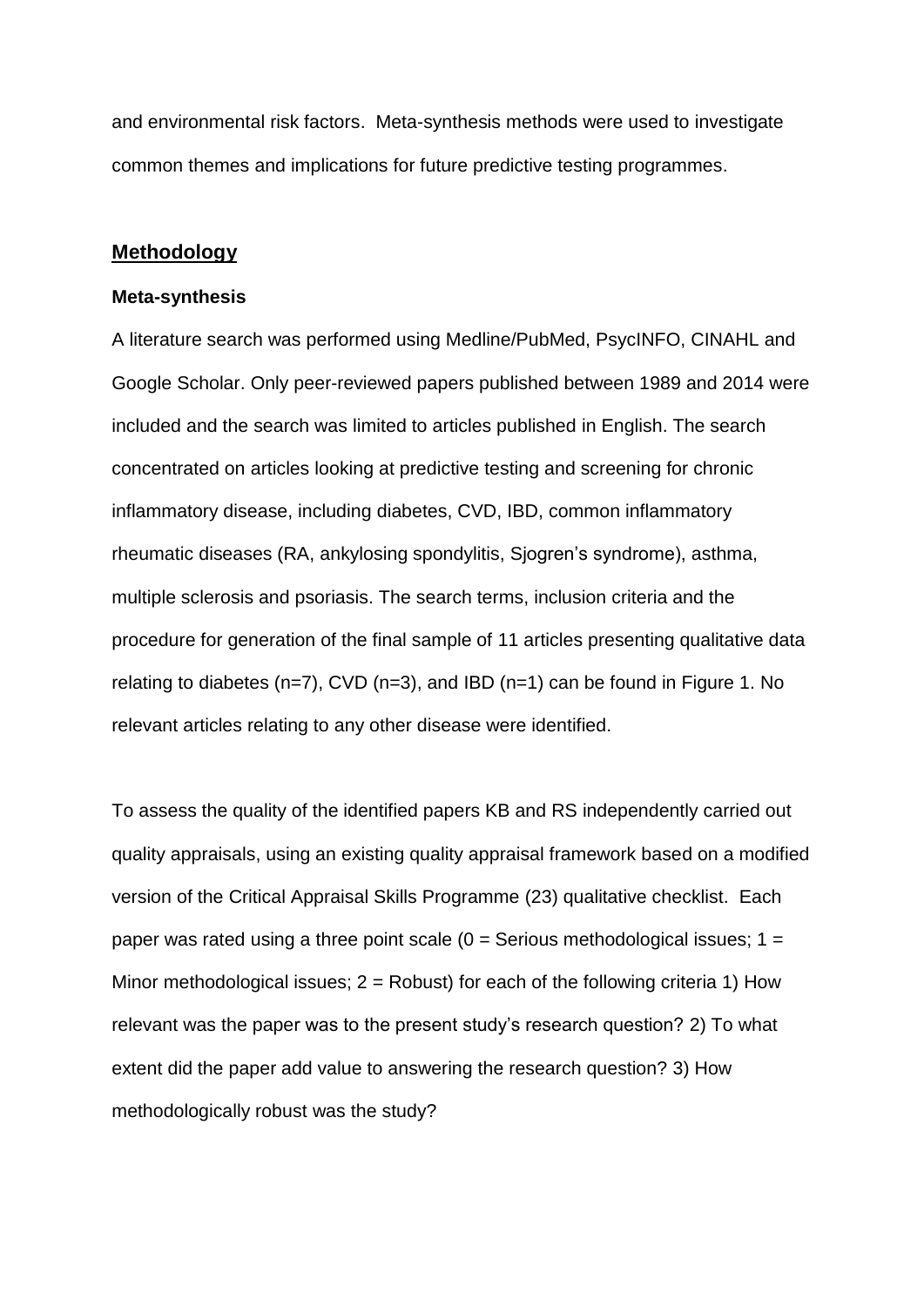and environmental risk factors. Meta-synthesis methods were used to investigate common themes and implications for future predictive testing programmes.

## Methodology

### Meta-synthesis

A literature search was performed using Medline/PubMed, PsycINFO, CINAHL and Google Scholar. Only peer-reviewed papers published between 1989 and 2014 were included and the search was limited to articles published in English. The search concentrated on articles looking at predictive testing and screening for chronic inflammatory disease, including diabetes, CVD, IBD, common inflammatory rheumatic diseases (RA, ankylosing spondylitis, Sjogren's syndrome), asthma, multiple sclerosis and psoriasis. The search terms, inclusion criteria and the procedure for generation of the final sample of 11 articles presenting qualitative data relating to diabetes (n=7), CVD (n=3), and IBD (n=1) can be found in Figure 1. No relevant articles relating to any other disease were identified.

To assess the quality of the identified papers KB and RS independently carried out quality appraisals, using an existing quality appraisal framework based on a modified version of the Critical Appraisal Skills Programme (23) qualitative checklist. Each paper was rated using a three point scale (0 = Serious methodological issues; 1 = Minor methodological issues; 2 = Robust) for each of the following criteria 1) How relevant was the paper was to the present study's research question? 2) To what extent did the paper add value to answering the research question? 3) How methodologically robust was the study?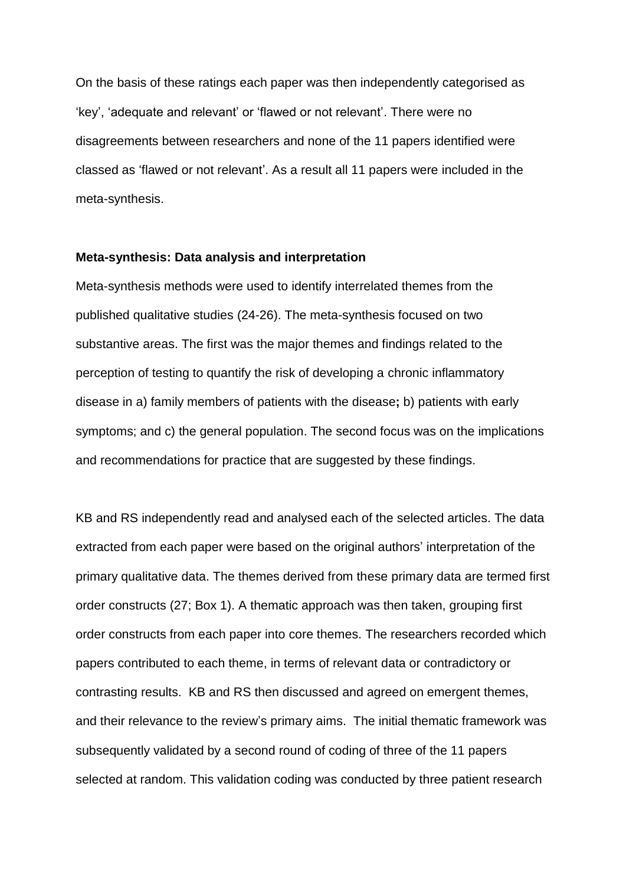On the basis of these ratings each paper was then independently categorised as 'key', 'adequate and relevant' or 'flawed or not relevant'. There were no disagreements between researchers and none of the 11 papers identified were classed as 'flawed or not relevant'. As a result all 11 papers were included in the meta-synthesis.

**Meta-synthesis: Data analysis and interpretation**

Meta-synthesis methods were used to identify interrelated themes from the published qualitative studies (24-26). The meta-synthesis focused on two substantive areas. The first was the major themes and findings related to the perception of testing to quantify the risk of developing a chronic inflammatory disease in a) family members of patients with the disease**;** b) patients with early symptoms; and c) the general population. The second focus was on the implications and recommendations for practice that are suggested by these findings.

KB and RS independently read and analysed each of the selected articles. The data extracted from each paper were based on the original authors' interpretation of the primary qualitative data. The themes derived from these primary data are termed first order constructs (27; Box 1). A thematic approach was then taken, grouping first order constructs from each paper into core themes. The researchers recorded which papers contributed to each theme, in terms of relevant data or contradictory or contrasting results. KB and RS then discussed and agreed on emergent themes, and their relevance to the review's primary aims. The initial thematic framework was subsequently validated by a second round of coding of three of the 11 papers selected at random. This validation coding was conducted by three patient research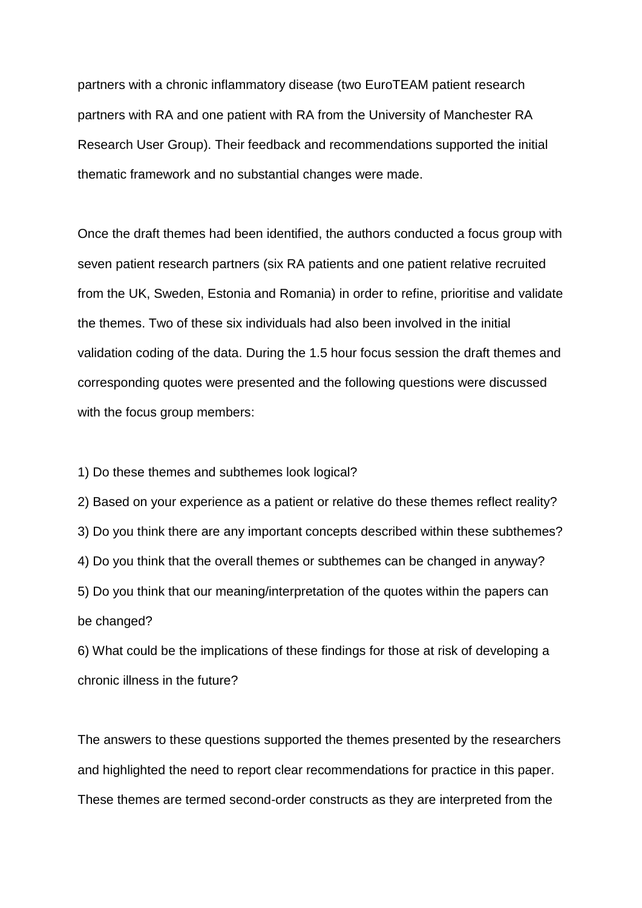partners with a chronic inflammatory disease (two EuroTEAM patient research partners with RA and one patient with RA from the University of Manchester RA Research User Group). Their feedback and recommendations supported the initial thematic framework and no substantial changes were made.

Once the draft themes had been identified, the authors conducted a focus group with seven patient research partners (six RA patients and one patient relative recruited from the UK, Sweden, Estonia and Romania) in order to refine, prioritise and validate the themes. Two of these six individuals had also been involved in the initial validation coding of the data. During the 1.5 hour focus session the draft themes and corresponding quotes were presented and the following questions were discussed with the focus group members:

1) Do these themes and subthemes look logical?
2) Based on your experience as a patient or relative do these themes reflect reality?
3) Do you think there are any important concepts described within these subthemes?
4) Do you think that the overall themes or subthemes can be changed in anyway?
5) Do you think that our meaning/interpretation of the quotes within the papers can be changed?
6) What could be the implications of these findings for those at risk of developing a chronic illness in the future?

The answers to these questions supported the themes presented by the researchers and highlighted the need to report clear recommendations for practice in this paper. These themes are termed second-order constructs as they are interpreted from the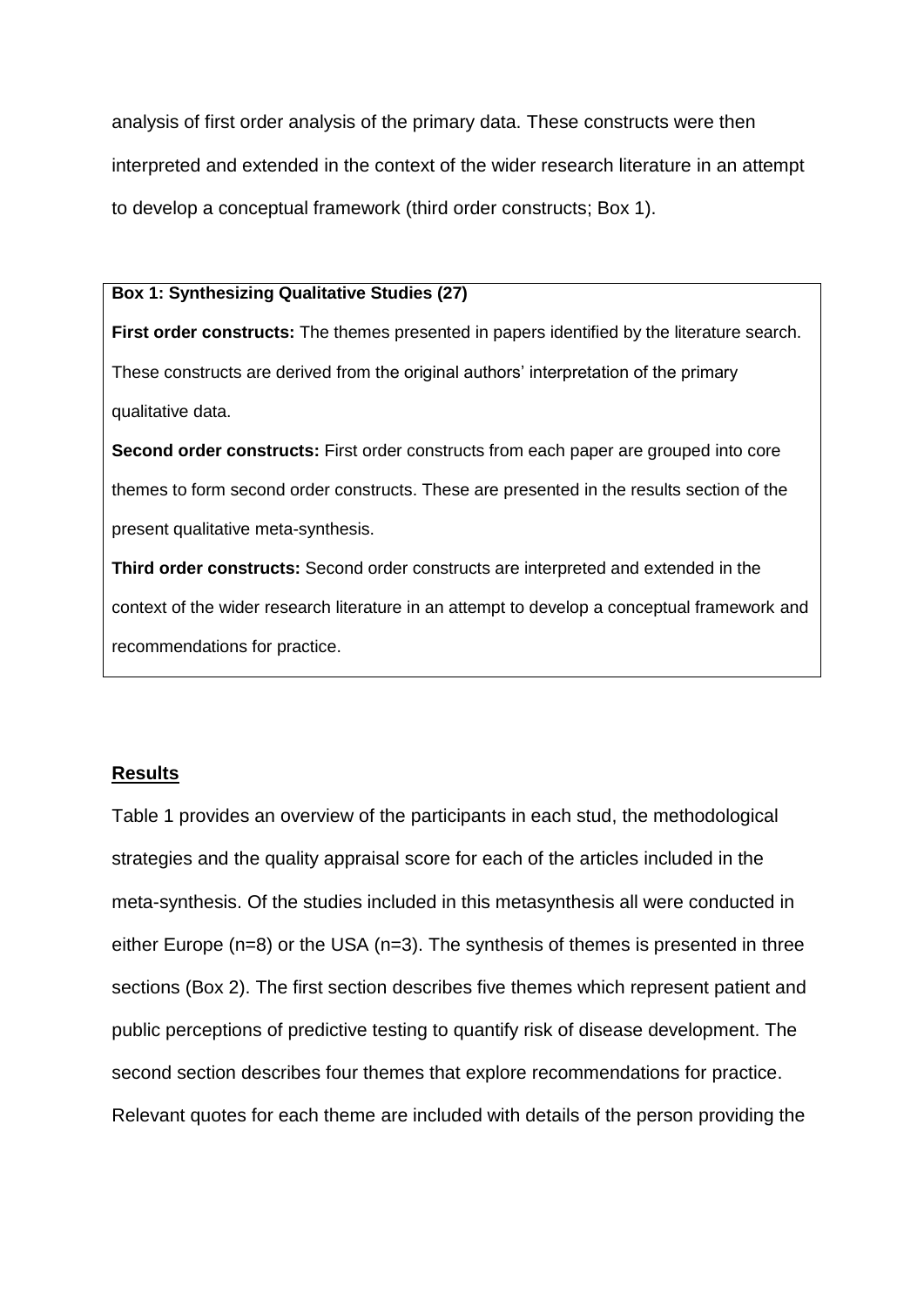analysis of first order analysis of the primary data. These constructs were then interpreted and extended in the context of the wider research literature in an attempt to develop a conceptual framework (third order constructs; Box 1).

**Box 1: Synthesizing Qualitative Studies (27)**

**First order constructs:** The themes presented in papers identified by the literature search. These constructs are derived from the original authors' interpretation of the primary qualitative data.

**Second order constructs:** First order constructs from each paper are grouped into core themes to form second order constructs. These are presented in the results section of the present qualitative meta-synthesis.

**Third order constructs:** Second order constructs are interpreted and extended in the context of the wider research literature in an attempt to develop a conceptual framework and recommendations for practice.

## Results

Table 1 provides an overview of the participants in each stud, the methodological strategies and the quality appraisal score for each of the articles included in the meta-synthesis. Of the studies included in this metasynthesis all were conducted in either Europe (n=8) or the USA (n=3). The synthesis of themes is presented in three sections (Box 2). The first section describes five themes which represent patient and public perceptions of predictive testing to quantify risk of disease development. The second section describes four themes that explore recommendations for practice. Relevant quotes for each theme are included with details of the person providing the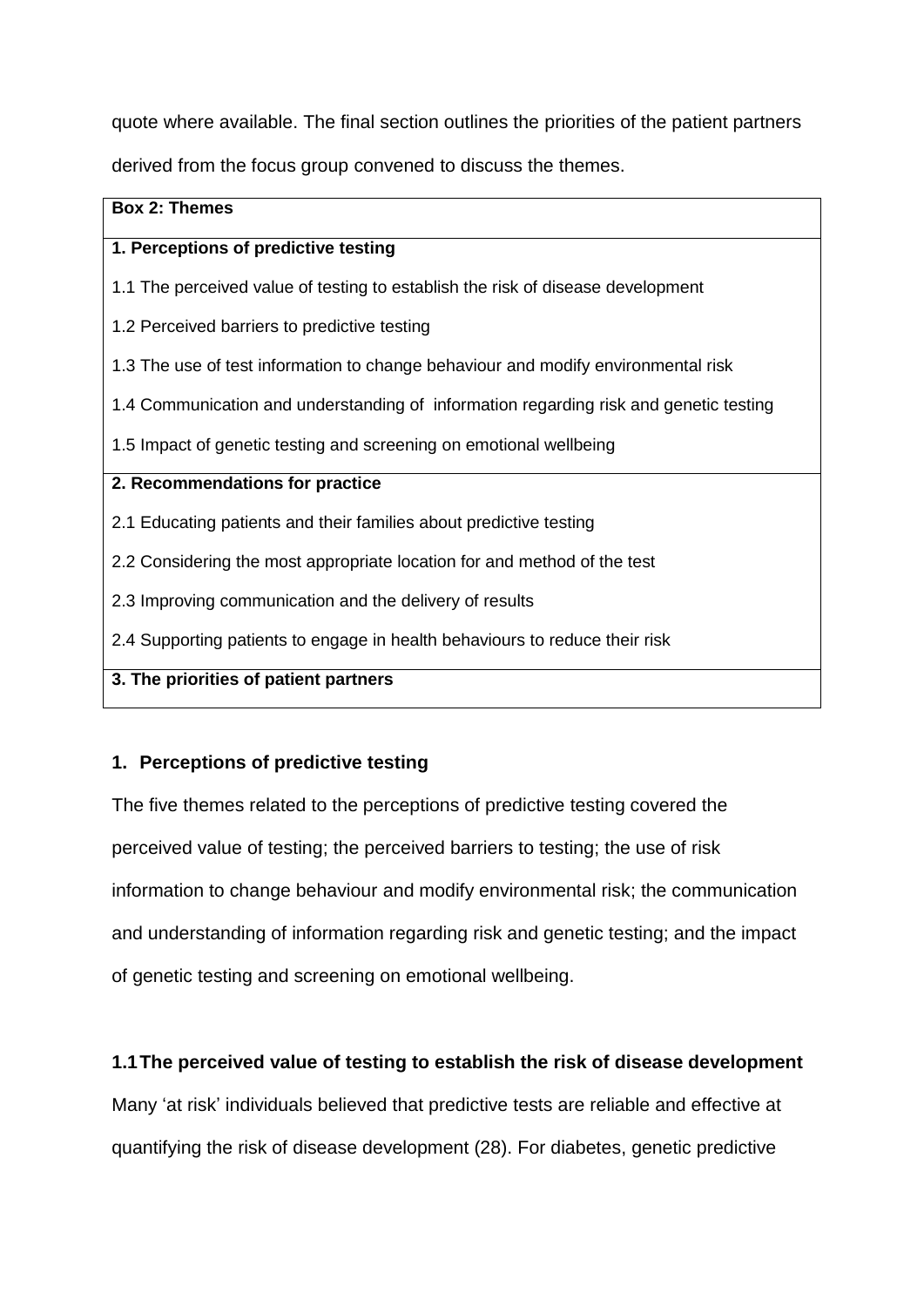quote where available. The final section outlines the priorities of the patient partners derived from the focus group convened to discuss the themes.

| **Box 2: Themes** |
|---|
| **1. Perceptions of predictive testing** |
| 1.1 The perceived value of testing to establish the risk of disease development |
| 1.2 Perceived barriers to predictive testing |
| 1.3 The use of test information to change behaviour and modify environmental risk |
| 1.4 Communication and understanding of information regarding risk and genetic testing |
| 1.5 Impact of genetic testing and screening on emotional wellbeing |
| **2. Recommendations for practice** |
| 2.1 Educating patients and their families about predictive testing |
| 2.2 Considering the most appropriate location for and method of the test |
| 2.3 Improving communication and the delivery of results |
| 2.4 Supporting patients to engage in health behaviours to reduce their risk |
| **3. The priorities of patient partners** |

## 1. Perceptions of predictive testing

The five themes related to the perceptions of predictive testing covered the perceived value of testing; the perceived barriers to testing; the use of risk information to change behaviour and modify environmental risk; the communication and understanding of information regarding risk and genetic testing; and the impact of genetic testing and screening on emotional wellbeing.

### 1.1 The perceived value of testing to establish the risk of disease development

Many 'at risk' individuals believed that predictive tests are reliable and effective at quantifying the risk of disease development (28). For diabetes, genetic predictive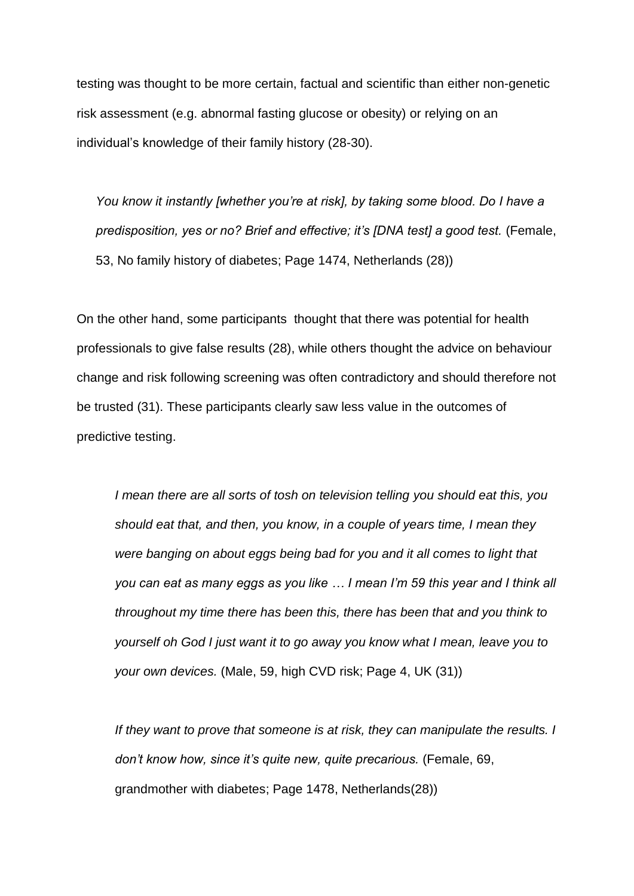testing was thought to be more certain, factual and scientific than either non-genetic risk assessment (e.g. abnormal fasting glucose or obesity) or relying on an individual's knowledge of their family history (28-30).

> *You know it instantly [whether you're at risk], by taking some blood. Do I have a predisposition, yes or no? Brief and effective; it's [DNA test] a good test.* (Female, 53, No family history of diabetes; Page 1474, Netherlands (28))

On the other hand, some participants thought that there was potential for health professionals to give false results (28), while others thought the advice on behaviour change and risk following screening was often contradictory and should therefore not be trusted (31). These participants clearly saw less value in the outcomes of predictive testing.

> *I mean there are all sorts of tosh on television telling you should eat this, you should eat that, and then, you know, in a couple of years time, I mean they were banging on about eggs being bad for you and it all comes to light that you can eat as many eggs as you like … I mean I'm 59 this year and I think all throughout my time there has been this, there has been that and you think to yourself oh God I just want it to go away you know what I mean, leave you to your own devices.* (Male, 59, high CVD risk; Page 4, UK (31))

> *If they want to prove that someone is at risk, they can manipulate the results. I don't know how, since it's quite new, quite precarious.* (Female, 69, grandmother with diabetes; Page 1478, Netherlands(28))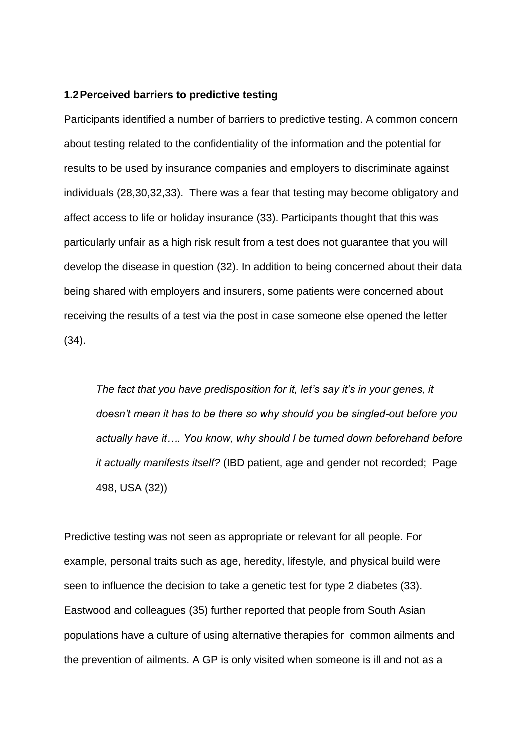### 1.2 Perceived barriers to predictive testing

Participants identified a number of barriers to predictive testing. A common concern about testing related to the confidentiality of the information and the potential for results to be used by insurance companies and employers to discriminate against individuals (28,30,32,33). There was a fear that testing may become obligatory and affect access to life or holiday insurance (33). Participants thought that this was particularly unfair as a high risk result from a test does not guarantee that you will develop the disease in question (32). In addition to being concerned about their data being shared with employers and insurers, some patients were concerned about receiving the results of a test via the post in case someone else opened the letter (34).

> *The fact that you have predisposition for it, let's say it's in your genes, it doesn't mean it has to be there so why should you be singled-out before you actually have it…. You know, why should I be turned down beforehand before it actually manifests itself?* (IBD patient, age and gender not recorded; Page 498, USA (32))

Predictive testing was not seen as appropriate or relevant for all people. For example, personal traits such as age, heredity, lifestyle, and physical build were seen to influence the decision to take a genetic test for type 2 diabetes (33). Eastwood and colleagues (35) further reported that people from South Asian populations have a culture of using alternative therapies for common ailments and the prevention of ailments. A GP is only visited when someone is ill and not as a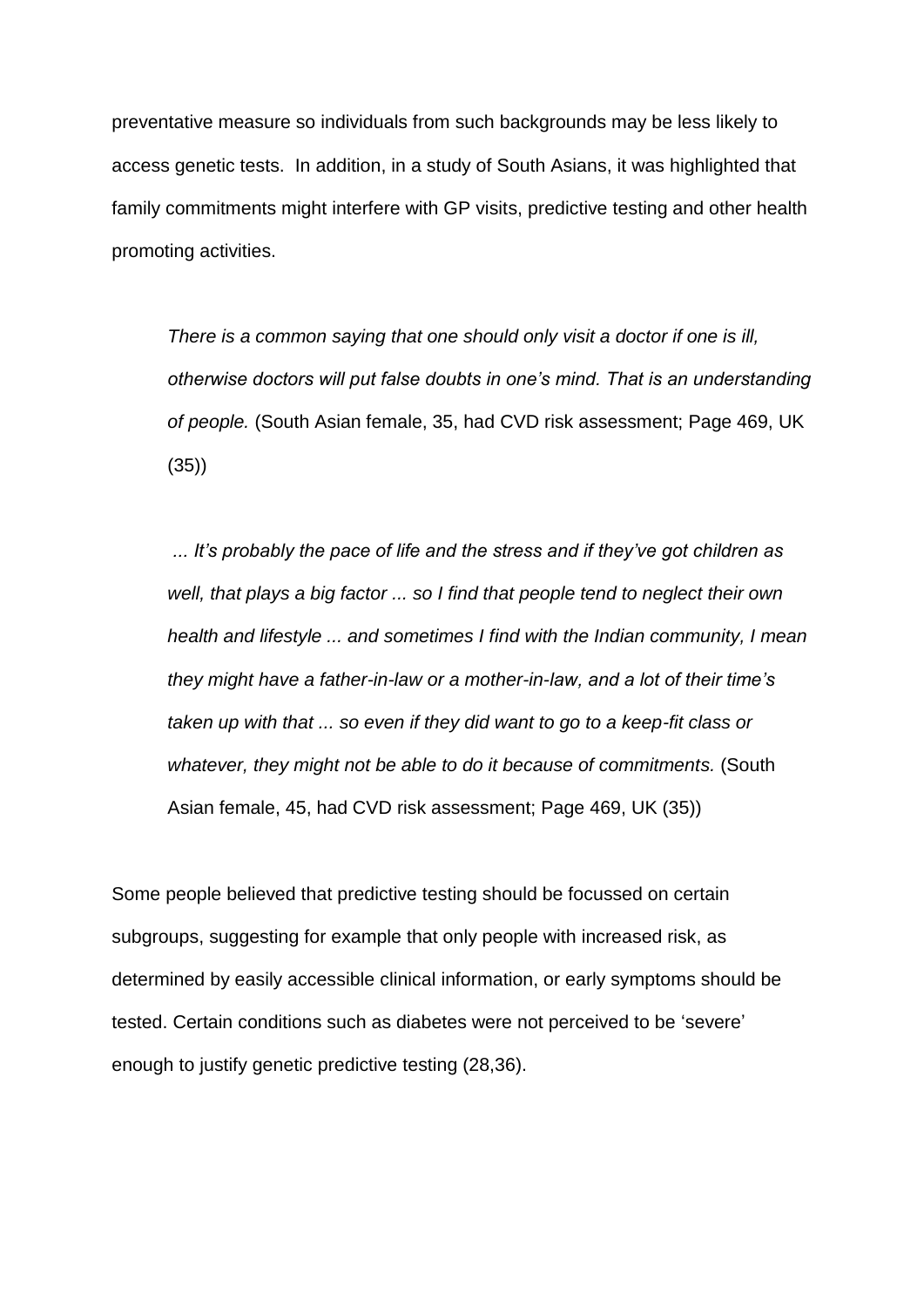preventative measure so individuals from such backgrounds may be less likely to access genetic tests. In addition, in a study of South Asians, it was highlighted that family commitments might interfere with GP visits, predictive testing and other health promoting activities.

> *There is a common saying that one should only visit a doctor if one is ill, otherwise doctors will put false doubts in one's mind. That is an understanding of people.* (South Asian female, 35, had CVD risk assessment; Page 469, UK (35))

> *... It's probably the pace of life and the stress and if they've got children as well, that plays a big factor ... so I find that people tend to neglect their own health and lifestyle ... and sometimes I find with the Indian community, I mean they might have a father-in-law or a mother-in-law, and a lot of their time's taken up with that ... so even if they did want to go to a keep-fit class or whatever, they might not be able to do it because of commitments.* (South Asian female, 45, had CVD risk assessment; Page 469, UK (35))

Some people believed that predictive testing should be focussed on certain subgroups, suggesting for example that only people with increased risk, as determined by easily accessible clinical information, or early symptoms should be tested. Certain conditions such as diabetes were not perceived to be 'severe' enough to justify genetic predictive testing (28,36).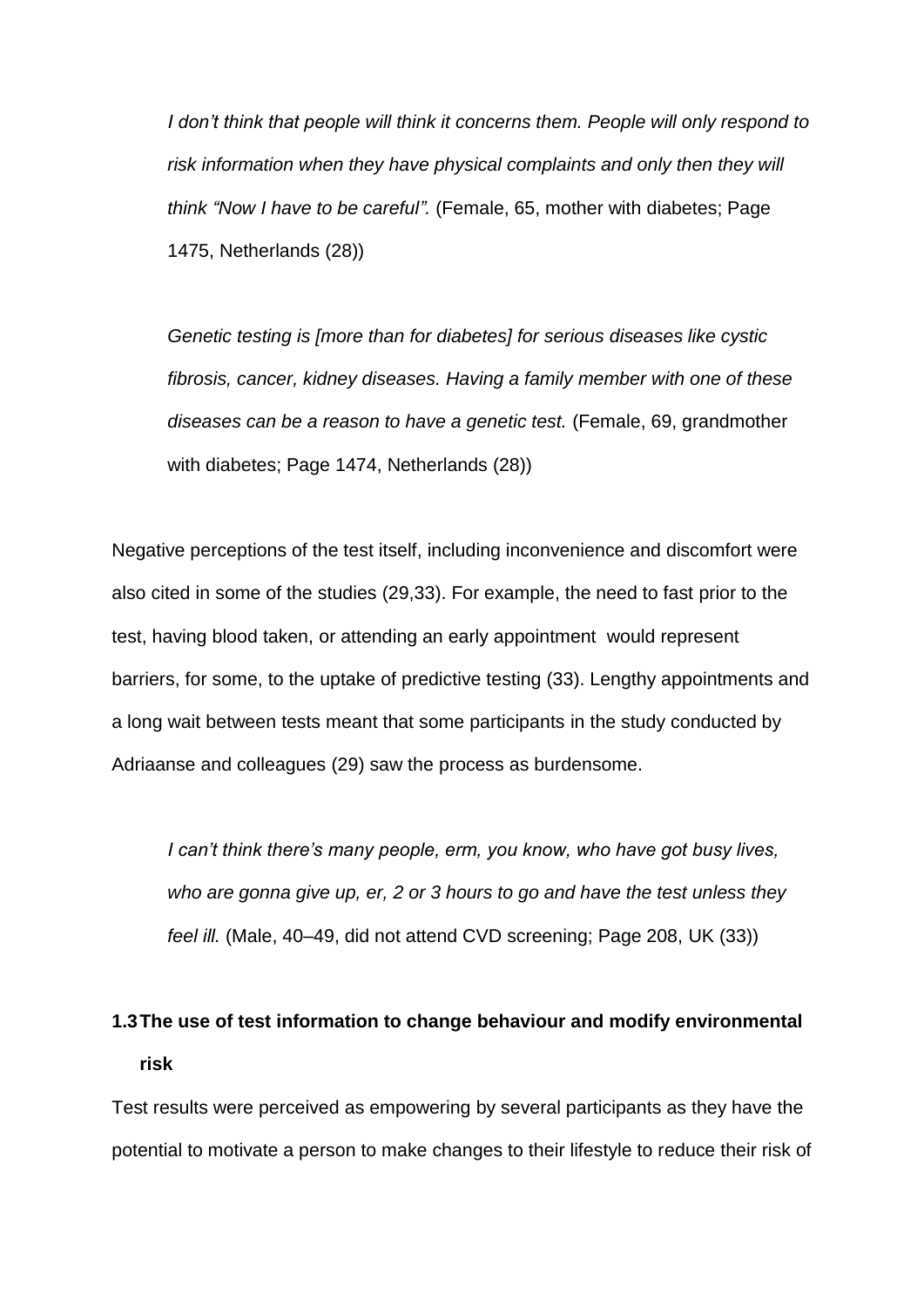> *I don't think that people will think it concerns them. People will only respond to risk information when they have physical complaints and only then they will think "Now I have to be careful".* (Female, 65, mother with diabetes; Page 1475, Netherlands (28))

> *Genetic testing is [more than for diabetes] for serious diseases like cystic fibrosis, cancer, kidney diseases. Having a family member with one of these diseases can be a reason to have a genetic test.* (Female, 69, grandmother with diabetes; Page 1474, Netherlands (28))

Negative perceptions of the test itself, including inconvenience and discomfort were also cited in some of the studies (29,33). For example, the need to fast prior to the test, having blood taken, or attending an early appointment would represent barriers, for some, to the uptake of predictive testing (33). Lengthy appointments and a long wait between tests meant that some participants in the study conducted by Adriaanse and colleagues (29) saw the process as burdensome.

> *I can't think there's many people, erm, you know, who have got busy lives, who are gonna give up, er, 2 or 3 hours to go and have the test unless they feel ill.* (Male, 40–49, did not attend CVD screening; Page 208, UK (33))

### 1.3 The use of test information to change behaviour and modify environmental risk

Test results were perceived as empowering by several participants as they have the potential to motivate a person to make changes to their lifestyle to reduce their risk of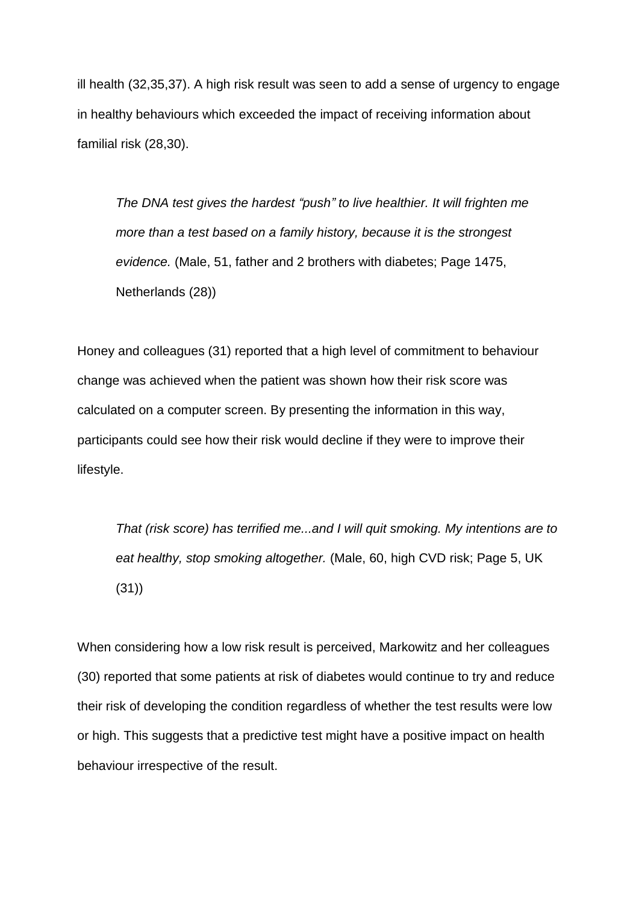ill health (32,35,37). A high risk result was seen to add a sense of urgency to engage in healthy behaviours which exceeded the impact of receiving information about familial risk (28,30).

> *The DNA test gives the hardest "push" to live healthier. It will frighten me more than a test based on a family history, because it is the strongest evidence.* (Male, 51, father and 2 brothers with diabetes; Page 1475, Netherlands (28))

Honey and colleagues (31) reported that a high level of commitment to behaviour change was achieved when the patient was shown how their risk score was calculated on a computer screen. By presenting the information in this way, participants could see how their risk would decline if they were to improve their lifestyle.

> *That (risk score) has terrified me...and I will quit smoking. My intentions are to eat healthy, stop smoking altogether.* (Male, 60, high CVD risk; Page 5, UK (31))

When considering how a low risk result is perceived, Markowitz and her colleagues (30) reported that some patients at risk of diabetes would continue to try and reduce their risk of developing the condition regardless of whether the test results were low or high. This suggests that a predictive test might have a positive impact on health behaviour irrespective of the result.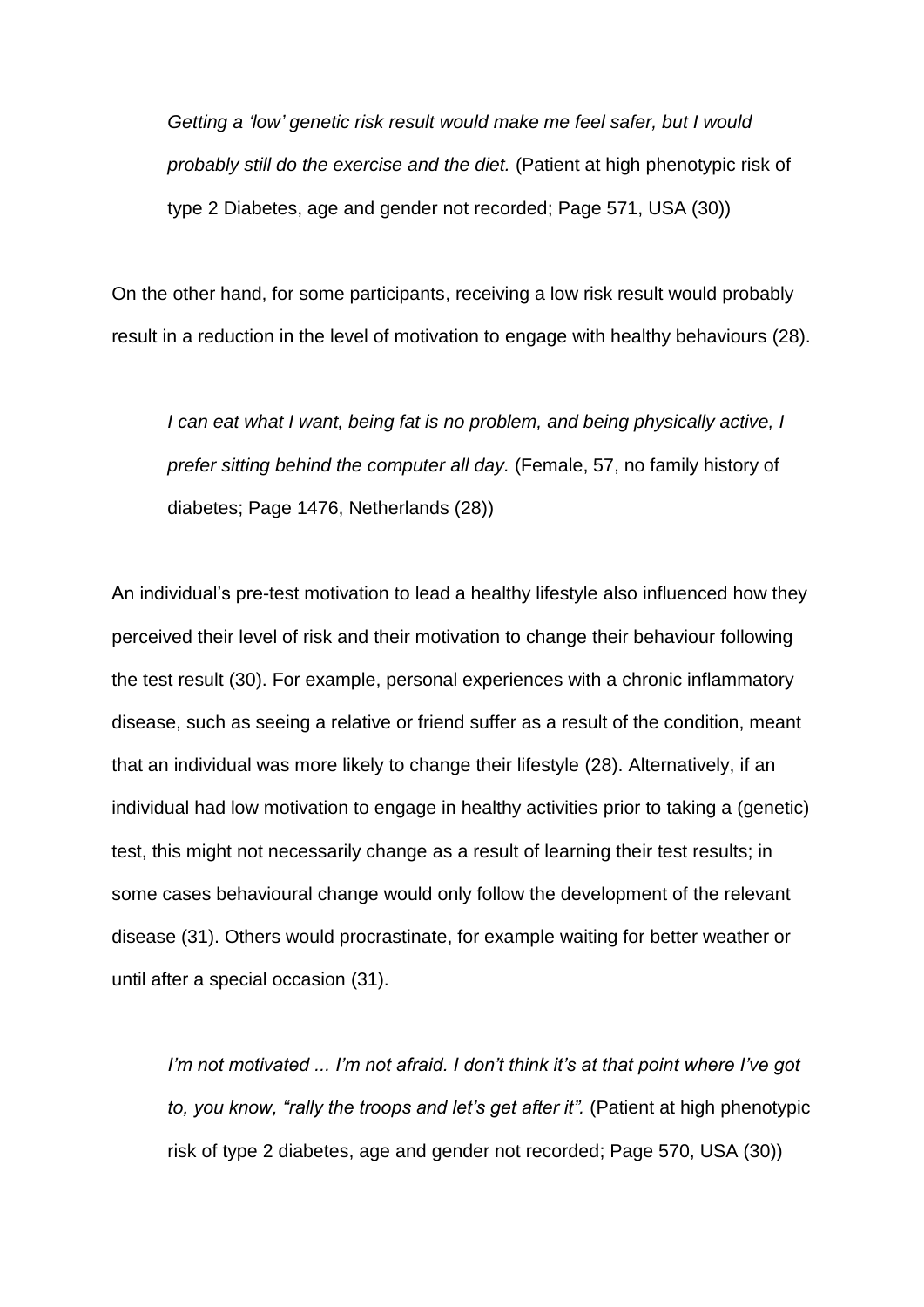> *Getting a 'low' genetic risk result would make me feel safer, but I would probably still do the exercise and the diet.* (Patient at high phenotypic risk of type 2 Diabetes, age and gender not recorded; Page 571, USA (30))

On the other hand, for some participants, receiving a low risk result would probably result in a reduction in the level of motivation to engage with healthy behaviours (28).

> *I can eat what I want, being fat is no problem, and being physically active, I prefer sitting behind the computer all day.* (Female, 57, no family history of diabetes; Page 1476, Netherlands (28))

An individual's pre-test motivation to lead a healthy lifestyle also influenced how they perceived their level of risk and their motivation to change their behaviour following the test result (30). For example, personal experiences with a chronic inflammatory disease, such as seeing a relative or friend suffer as a result of the condition, meant that an individual was more likely to change their lifestyle (28). Alternatively, if an individual had low motivation to engage in healthy activities prior to taking a (genetic) test, this might not necessarily change as a result of learning their test results; in some cases behavioural change would only follow the development of the relevant disease (31). Others would procrastinate, for example waiting for better weather or until after a special occasion (31).

> *I'm not motivated ... I'm not afraid. I don't think it's at that point where I've got to, you know, "rally the troops and let's get after it".* (Patient at high phenotypic risk of type 2 diabetes, age and gender not recorded; Page 570, USA (30))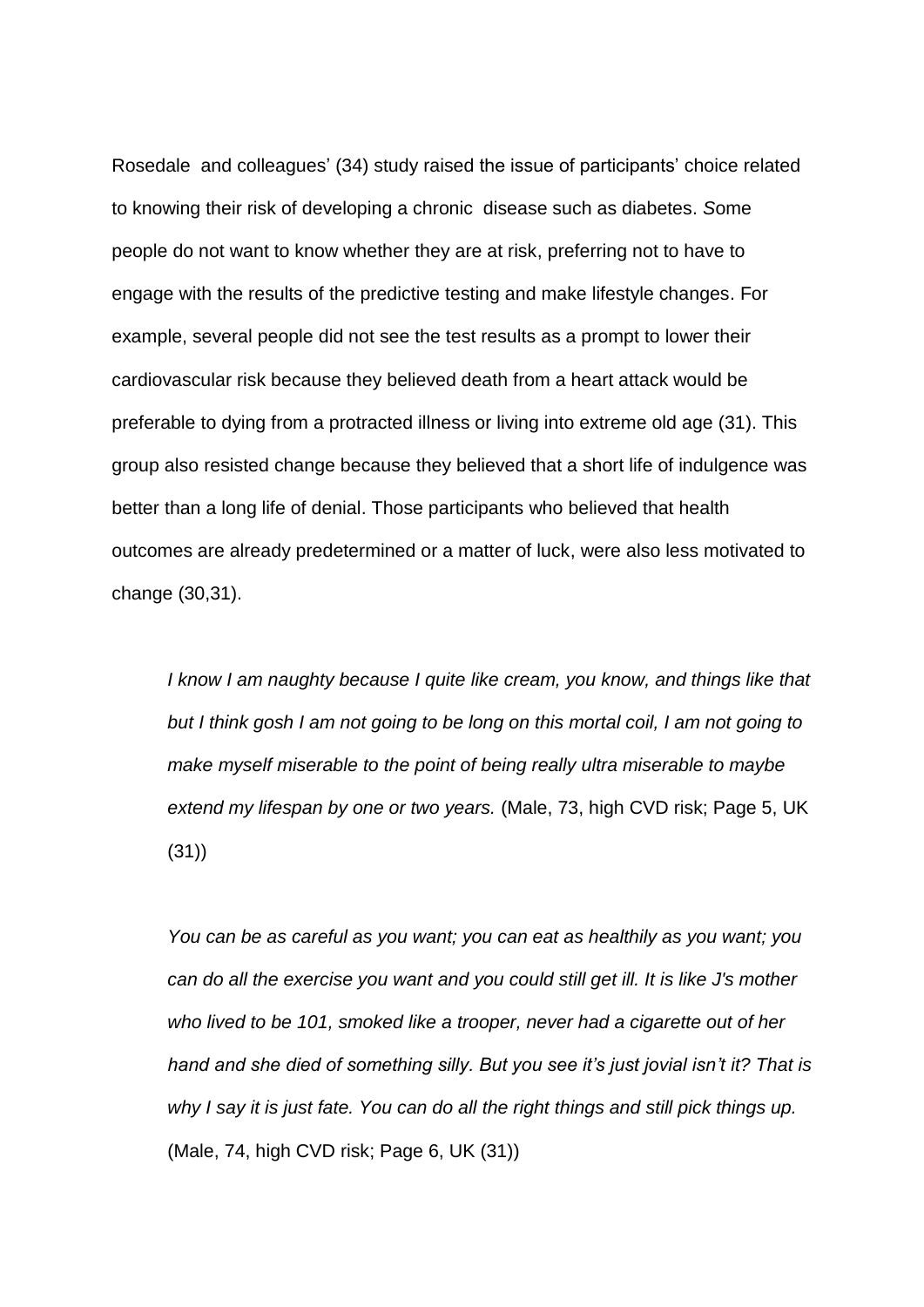Rosedale and colleagues' (34) study raised the issue of participants' choice related to knowing their risk of developing a chronic disease such as diabetes. Some people do not want to know whether they are at risk, preferring not to have to engage with the results of the predictive testing and make lifestyle changes. For example, several people did not see the test results as a prompt to lower their cardiovascular risk because they believed death from a heart attack would be preferable to dying from a protracted illness or living into extreme old age (31). This group also resisted change because they believed that a short life of indulgence was better than a long life of denial. Those participants who believed that health outcomes are already predetermined or a matter of luck, were also less motivated to change (30,31).

> *I know I am naughty because I quite like cream, you know, and things like that but I think gosh I am not going to be long on this mortal coil, I am not going to make myself miserable to the point of being really ultra miserable to maybe extend my lifespan by one or two years.* (Male, 73, high CVD risk; Page 5, UK (31))

> *You can be as careful as you want; you can eat as healthily as you want; you can do all the exercise you want and you could still get ill. It is like J's mother who lived to be 101, smoked like a trooper, never had a cigarette out of her hand and she died of something silly. But you see it's just jovial isn't it? That is why I say it is just fate. You can do all the right things and still pick things up.* (Male, 74, high CVD risk; Page 6, UK (31))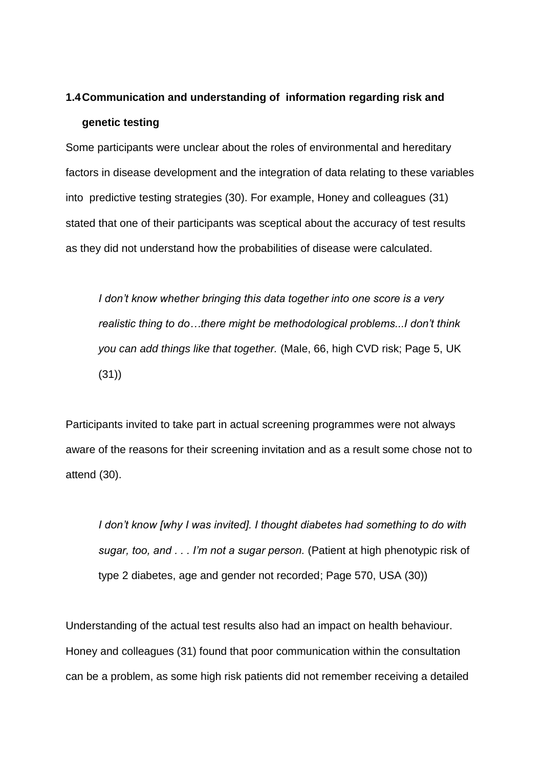### 1.4 Communication and understanding of information regarding risk and genetic testing

Some participants were unclear about the roles of environmental and hereditary factors in disease development and the integration of data relating to these variables into predictive testing strategies (30). For example, Honey and colleagues (31) stated that one of their participants was sceptical about the accuracy of test results as they did not understand how the probabilities of disease were calculated.

> *I don't know whether bringing this data together into one score is a very realistic thing to do…there might be methodological problems...I don't think you can add things like that together.* (Male, 66, high CVD risk; Page 5, UK (31))

Participants invited to take part in actual screening programmes were not always aware of the reasons for their screening invitation and as a result some chose not to attend (30).

> *I don't know [why I was invited]. I thought diabetes had something to do with sugar, too, and . . . I'm not a sugar person.* (Patient at high phenotypic risk of type 2 diabetes, age and gender not recorded; Page 570, USA (30))

Understanding of the actual test results also had an impact on health behaviour. Honey and colleagues (31) found that poor communication within the consultation can be a problem, as some high risk patients did not remember receiving a detailed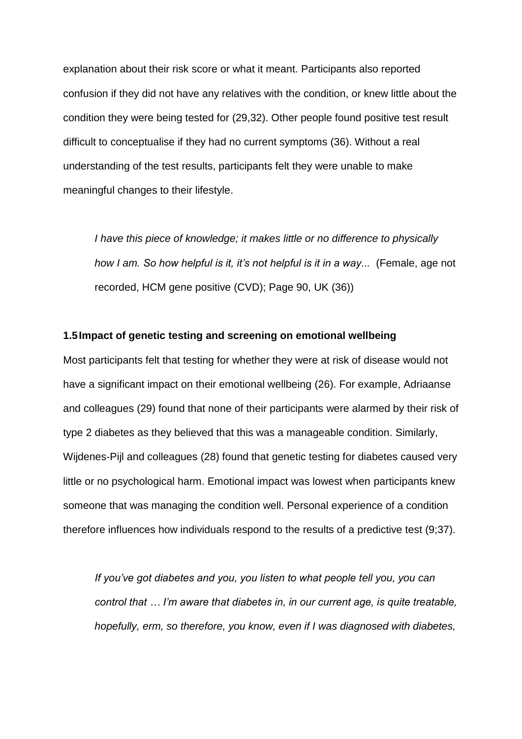explanation about their risk score or what it meant. Participants also reported confusion if they did not have any relatives with the condition, or knew little about the condition they were being tested for (29,32). Other people found positive test result difficult to conceptualise if they had no current symptoms (36). Without a real understanding of the test results, participants felt they were unable to make meaningful changes to their lifestyle.

> *I have this piece of knowledge; it makes little or no difference to physically how I am. So how helpful is it, it's not helpful is it in a way...* (Female, age not recorded, HCM gene positive (CVD); Page 90, UK (36))

### 1.5 Impact of genetic testing and screening on emotional wellbeing

Most participants felt that testing for whether they were at risk of disease would not have a significant impact on their emotional wellbeing (26). For example, Adriaanse and colleagues (29) found that none of their participants were alarmed by their risk of type 2 diabetes as they believed that this was a manageable condition. Similarly, Wijdenes-Pijl and colleagues (28) found that genetic testing for diabetes caused very little or no psychological harm. Emotional impact was lowest when participants knew someone that was managing the condition well. Personal experience of a condition therefore influences how individuals respond to the results of a predictive test (9;37).

> *If you've got diabetes and you, you listen to what people tell you, you can control that … I'm aware that diabetes in, in our current age, is quite treatable, hopefully, erm, so therefore, you know, even if I was diagnosed with diabetes,*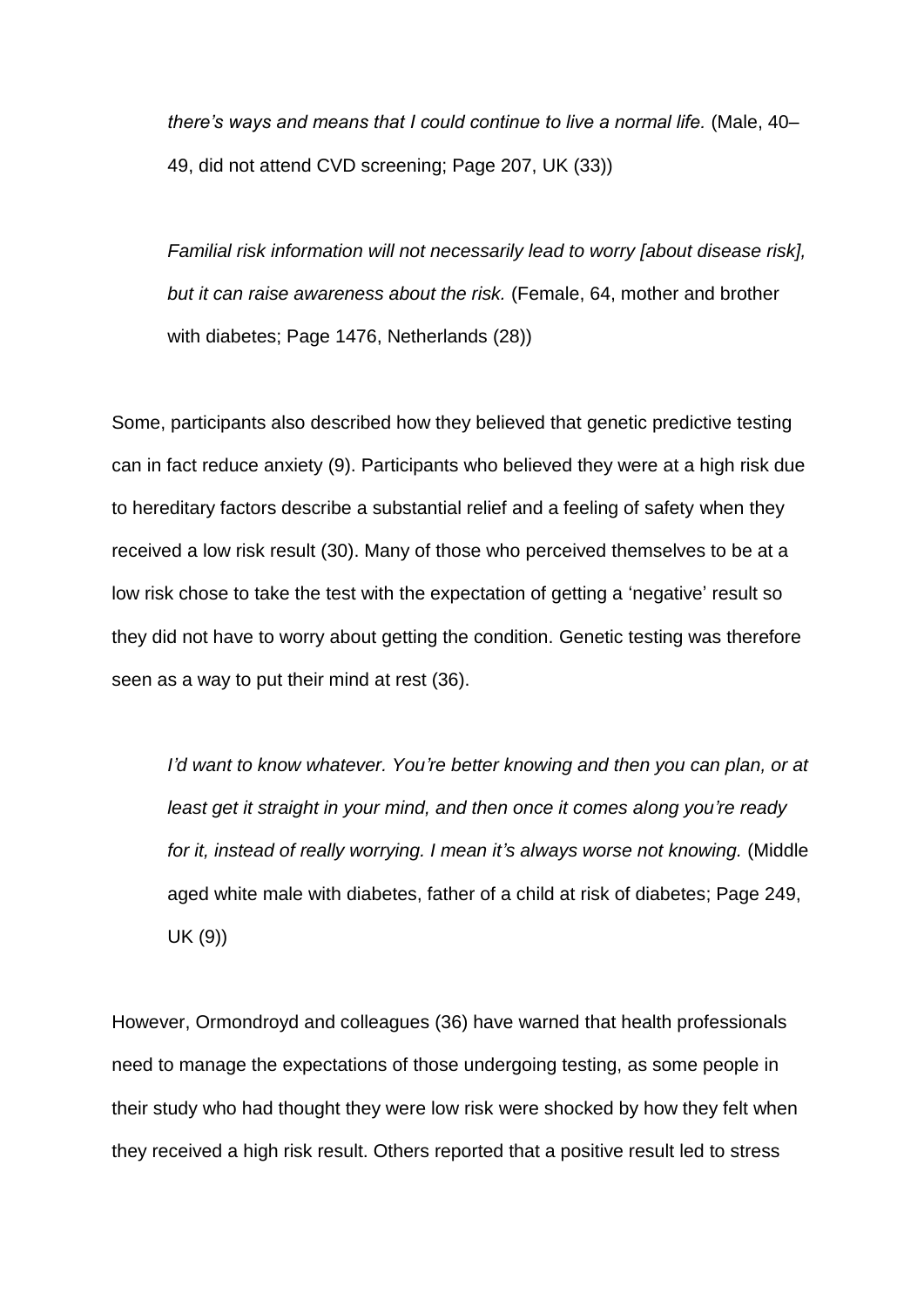*there's ways and means that I could continue to live a normal life.* (Male, 40–49, did not attend CVD screening; Page 207, UK (33))

> *Familial risk information will not necessarily lead to worry [about disease risk], but it can raise awareness about the risk.* (Female, 64, mother and brother with diabetes; Page 1476, Netherlands (28))

Some, participants also described how they believed that genetic predictive testing can in fact reduce anxiety (9). Participants who believed they were at a high risk due to hereditary factors describe a substantial relief and a feeling of safety when they received a low risk result (30). Many of those who perceived themselves to be at a low risk chose to take the test with the expectation of getting a 'negative' result so they did not have to worry about getting the condition. Genetic testing was therefore seen as a way to put their mind at rest (36).

> *I'd want to know whatever. You're better knowing and then you can plan, or at least get it straight in your mind, and then once it comes along you're ready for it, instead of really worrying. I mean it's always worse not knowing.* (Middle aged white male with diabetes, father of a child at risk of diabetes; Page 249, UK (9))

However, Ormondroyd and colleagues (36) have warned that health professionals need to manage the expectations of those undergoing testing, as some people in their study who had thought they were low risk were shocked by how they felt when they received a high risk result. Others reported that a positive result led to stress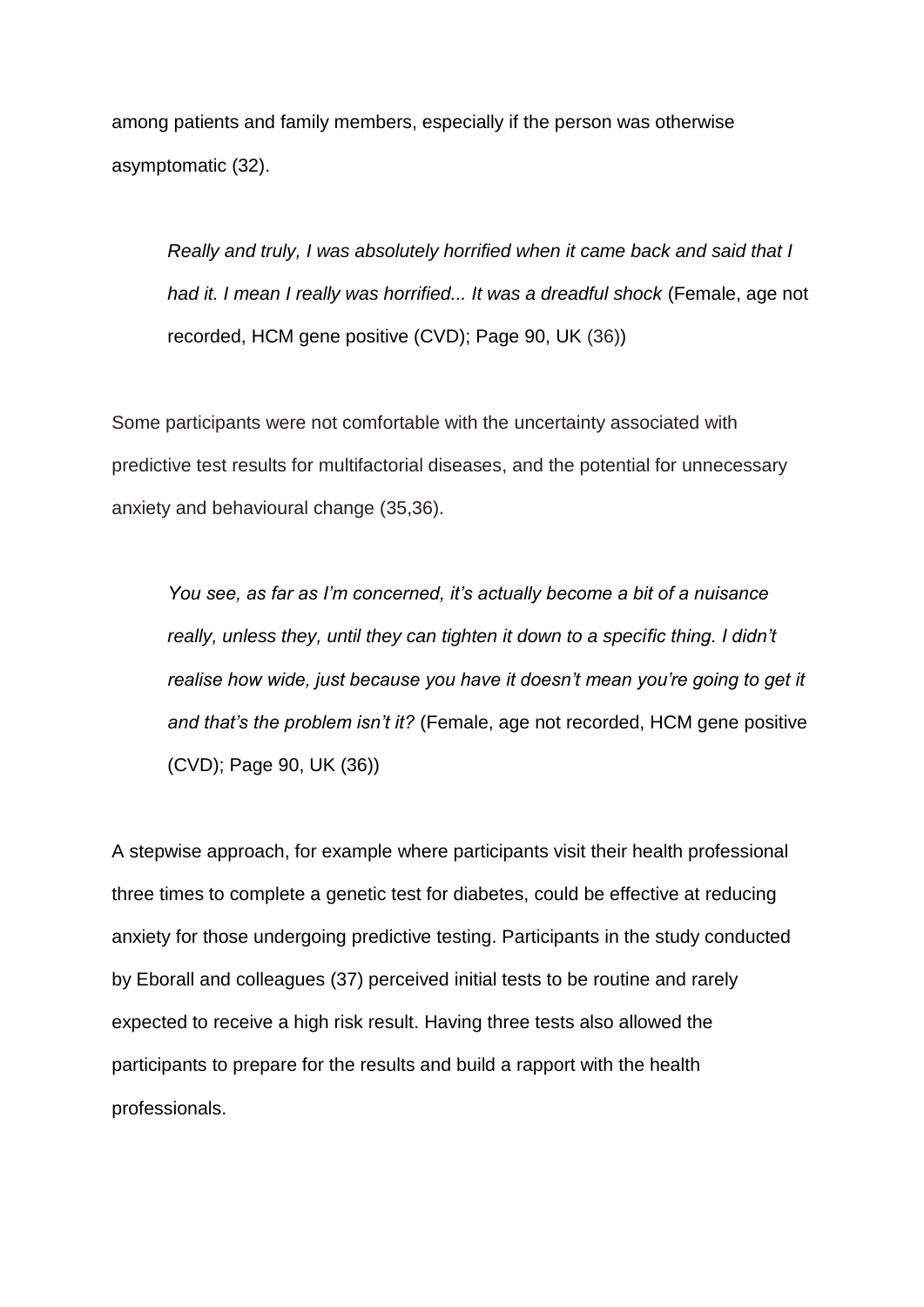among patients and family members, especially if the person was otherwise asymptomatic (32).

> *Really and truly, I was absolutely horrified when it came back and said that I had it. I mean I really was horrified... It was a dreadful shock* (Female, age not recorded, HCM gene positive (CVD); Page 90, UK (36))

Some participants were not comfortable with the uncertainty associated with predictive test results for multifactorial diseases, and the potential for unnecessary anxiety and behavioural change (35,36).

> *You see, as far as I'm concerned, it's actually become a bit of a nuisance really, unless they, until they can tighten it down to a specific thing. I didn't realise how wide, just because you have it doesn't mean you're going to get it and that's the problem isn't it?* (Female, age not recorded, HCM gene positive (CVD); Page 90, UK (36))

A stepwise approach, for example where participants visit their health professional three times to complete a genetic test for diabetes, could be effective at reducing anxiety for those undergoing predictive testing. Participants in the study conducted by Eborall and colleagues (37) perceived initial tests to be routine and rarely expected to receive a high risk result. Having three tests also allowed the participants to prepare for the results and build a rapport with the health professionals.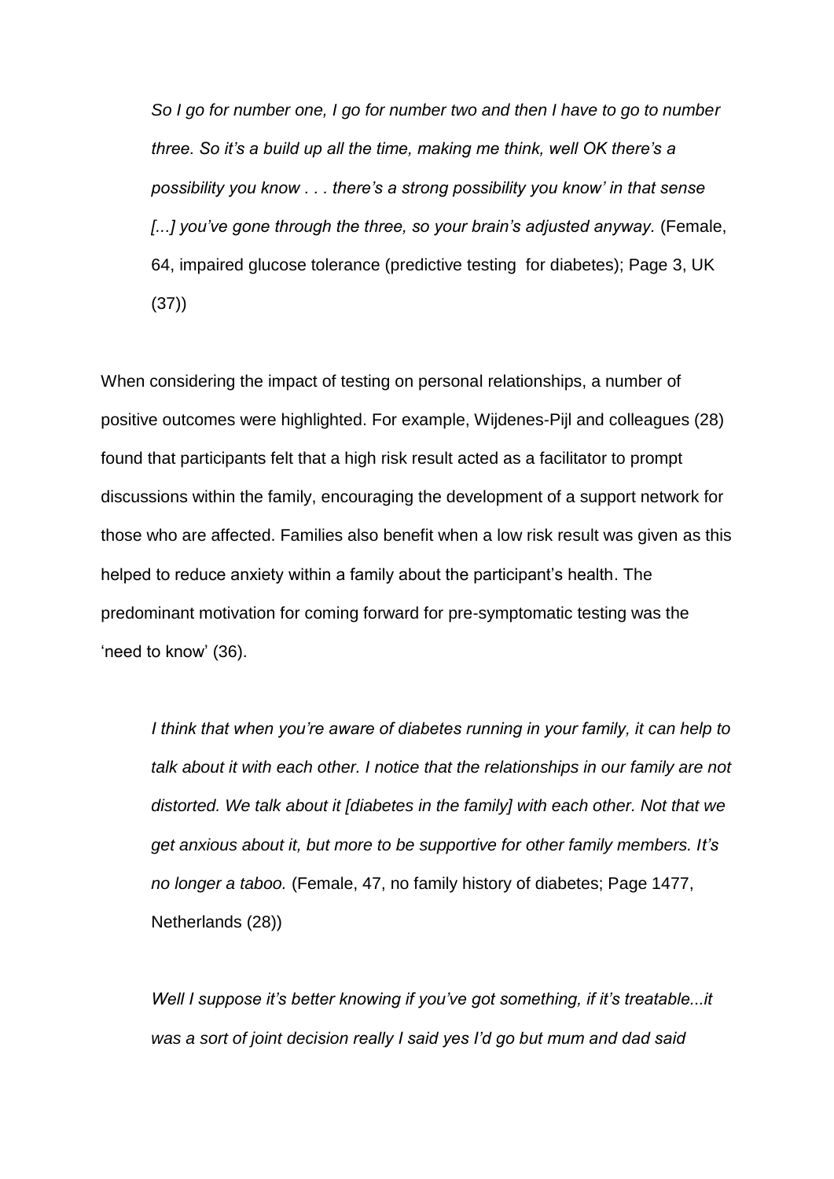> *So I go for number one, I go for number two and then I have to go to number three. So it's a build up all the time, making me think, well OK there's a possibility you know . . . there's a strong possibility you know' in that sense [...] you've gone through the three, so your brain's adjusted anyway.* (Female, 64, impaired glucose tolerance (predictive testing for diabetes); Page 3, UK (37))

When considering the impact of testing on personal relationships, a number of positive outcomes were highlighted. For example, Wijdenes-Pijl and colleagues (28) found that participants felt that a high risk result acted as a facilitator to prompt discussions within the family, encouraging the development of a support network for those who are affected. Families also benefit when a low risk result was given as this helped to reduce anxiety within a family about the participant's health. The predominant motivation for coming forward for pre-symptomatic testing was the 'need to know' (36).

> *I think that when you're aware of diabetes running in your family, it can help to talk about it with each other. I notice that the relationships in our family are not distorted. We talk about it [diabetes in the family] with each other. Not that we get anxious about it, but more to be supportive for other family members. It's no longer a taboo.* (Female, 47, no family history of diabetes; Page 1477, Netherlands (28))

> *Well I suppose it's better knowing if you've got something, if it's treatable...it was a sort of joint decision really I said yes I'd go but mum and dad said*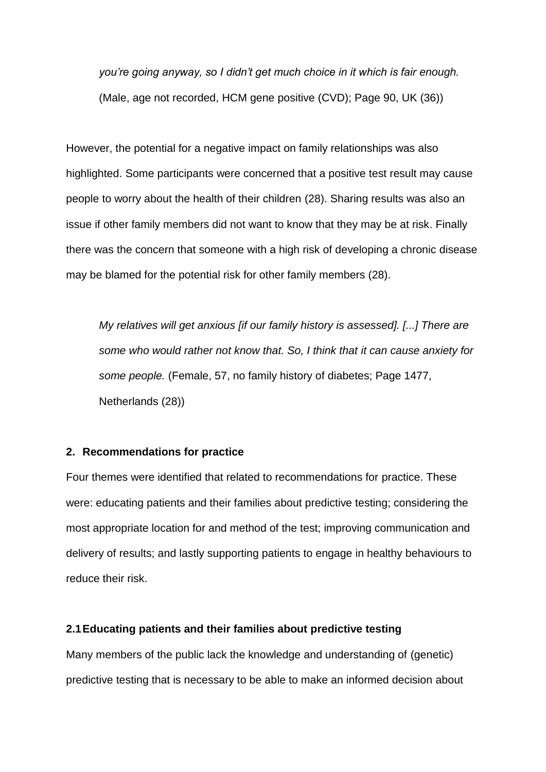> *you're going anyway, so I didn't get much choice in it which is fair enough.* (Male, age not recorded, HCM gene positive (CVD); Page 90, UK (36))

However, the potential for a negative impact on family relationships was also highlighted. Some participants were concerned that a positive test result may cause people to worry about the health of their children (28). Sharing results was also an issue if other family members did not want to know that they may be at risk. Finally there was the concern that someone with a high risk of developing a chronic disease may be blamed for the potential risk for other family members (28).

> *My relatives will get anxious [if our family history is assessed]. [...] There are some who would rather not know that. So, I think that it can cause anxiety for some people.* (Female, 57, no family history of diabetes; Page 1477, Netherlands (28))

## 2. Recommendations for practice

Four themes were identified that related to recommendations for practice. These were: educating patients and their families about predictive testing; considering the most appropriate location for and method of the test; improving communication and delivery of results; and lastly supporting patients to engage in healthy behaviours to reduce their risk.

### 2.1 Educating patients and their families about predictive testing

Many members of the public lack the knowledge and understanding of (genetic) predictive testing that is necessary to be able to make an informed decision about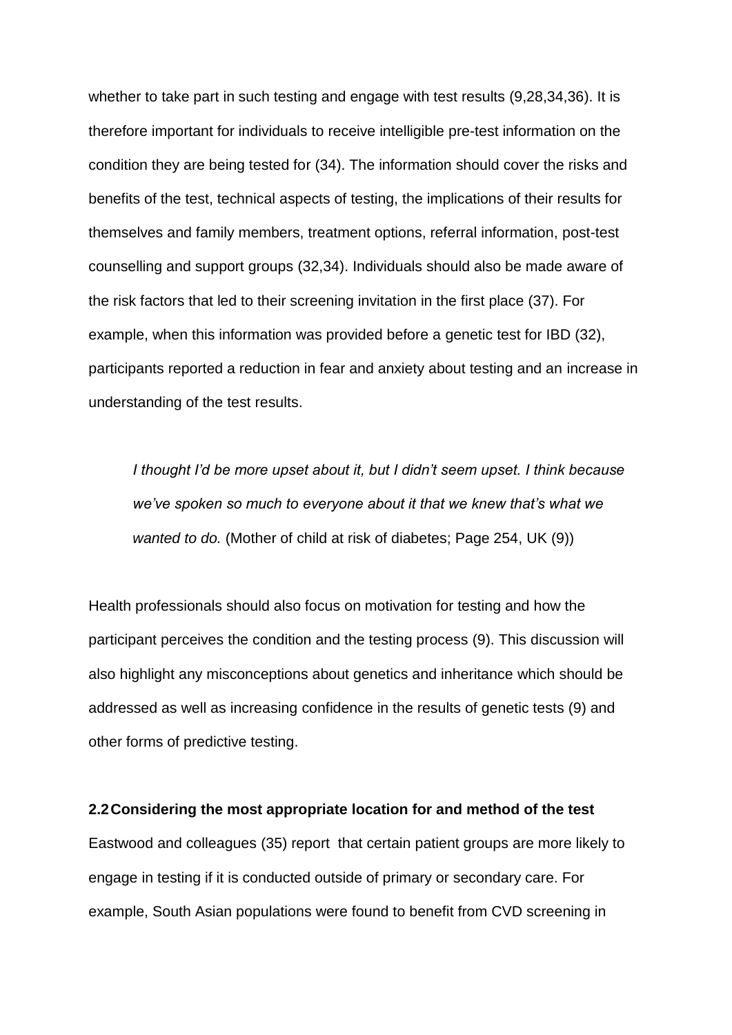whether to take part in such testing and engage with test results (9,28,34,36). It is therefore important for individuals to receive intelligible pre-test information on the condition they are being tested for (34). The information should cover the risks and benefits of the test, technical aspects of testing, the implications of their results for themselves and family members, treatment options, referral information, post-test counselling and support groups (32,34). Individuals should also be made aware of the risk factors that led to their screening invitation in the first place (37). For example, when this information was provided before a genetic test for IBD (32), participants reported a reduction in fear and anxiety about testing and an increase in understanding of the test results.

> *I thought I'd be more upset about it, but I didn't seem upset. I think because we've spoken so much to everyone about it that we knew that's what we wanted to do.* (Mother of child at risk of diabetes; Page 254, UK (9))

Health professionals should also focus on motivation for testing and how the participant perceives the condition and the testing process (9). This discussion will also highlight any misconceptions about genetics and inheritance which should be addressed as well as increasing confidence in the results of genetic tests (9) and other forms of predictive testing.

**2.2 Considering the most appropriate location for and method of the test**

Eastwood and colleagues (35) report that certain patient groups are more likely to engage in testing if it is conducted outside of primary or secondary care. For example, South Asian populations were found to benefit from CVD screening in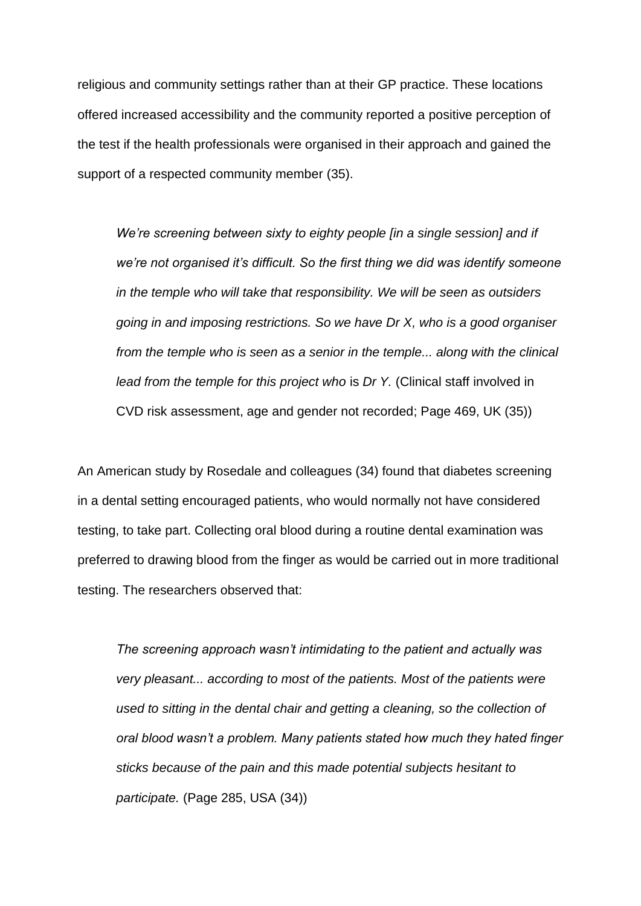religious and community settings rather than at their GP practice. These locations offered increased accessibility and the community reported a positive perception of the test if the health professionals were organised in their approach and gained the support of a respected community member (35).

> *We're screening between sixty to eighty people [in a single session] and if we're not organised it's difficult. So the first thing we did was identify someone in the temple who will take that responsibility. We will be seen as outsiders going in and imposing restrictions. So we have Dr X, who is a good organiser from the temple who is seen as a senior in the temple... along with the clinical lead from the temple for this project who* is *Dr Y.* (Clinical staff involved in CVD risk assessment, age and gender not recorded; Page 469, UK (35))

An American study by Rosedale and colleagues (34) found that diabetes screening in a dental setting encouraged patients, who would normally not have considered testing, to take part. Collecting oral blood during a routine dental examination was preferred to drawing blood from the finger as would be carried out in more traditional testing. The researchers observed that:

> *The screening approach wasn't intimidating to the patient and actually was very pleasant... according to most of the patients. Most of the patients were used to sitting in the dental chair and getting a cleaning, so the collection of oral blood wasn't a problem. Many patients stated how much they hated finger sticks because of the pain and this made potential subjects hesitant to participate.* (Page 285, USA (34))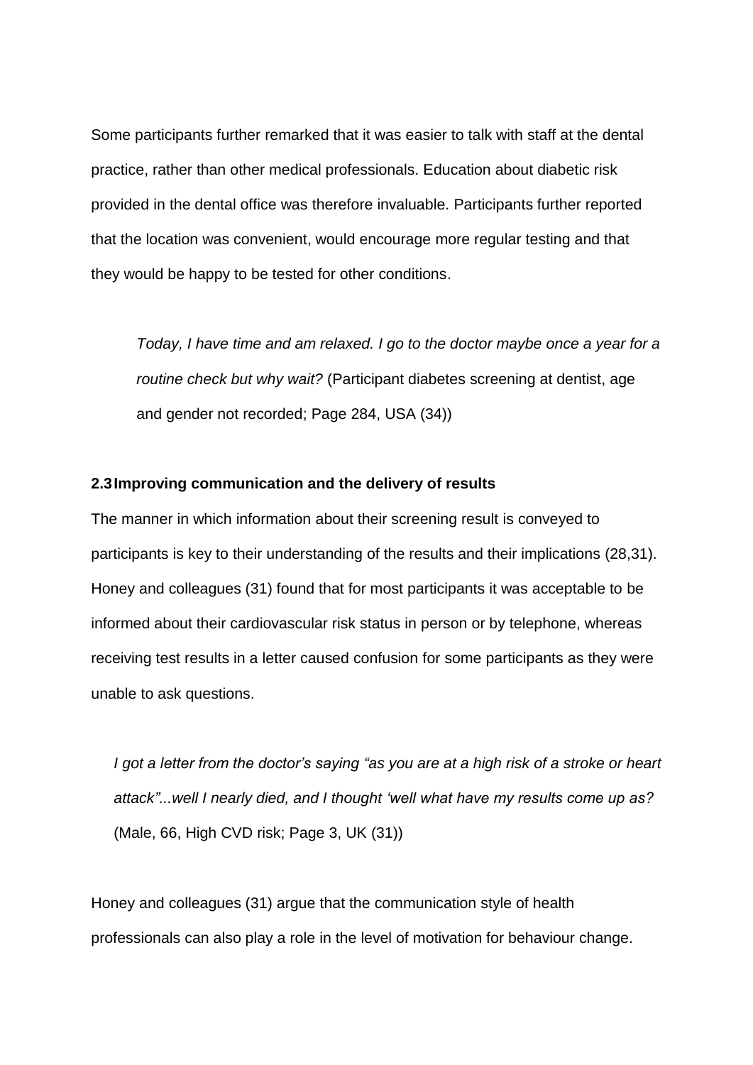Some participants further remarked that it was easier to talk with staff at the dental practice, rather than other medical professionals. Education about diabetic risk provided in the dental office was therefore invaluable. Participants further reported that the location was convenient, would encourage more regular testing and that they would be happy to be tested for other conditions.

> *Today, I have time and am relaxed. I go to the doctor maybe once a year for a routine check but why wait?* (Participant diabetes screening at dentist, age and gender not recorded; Page 284, USA (34))

### 2.3 Improving communication and the delivery of results

The manner in which information about their screening result is conveyed to participants is key to their understanding of the results and their implications (28,31). Honey and colleagues (31) found that for most participants it was acceptable to be informed about their cardiovascular risk status in person or by telephone, whereas receiving test results in a letter caused confusion for some participants as they were unable to ask questions.

> *I got a letter from the doctor's saying "as you are at a high risk of a stroke or heart attack"...well I nearly died, and I thought 'well what have my results come up as?* (Male, 66, High CVD risk; Page 3, UK (31))

Honey and colleagues (31) argue that the communication style of health professionals can also play a role in the level of motivation for behaviour change.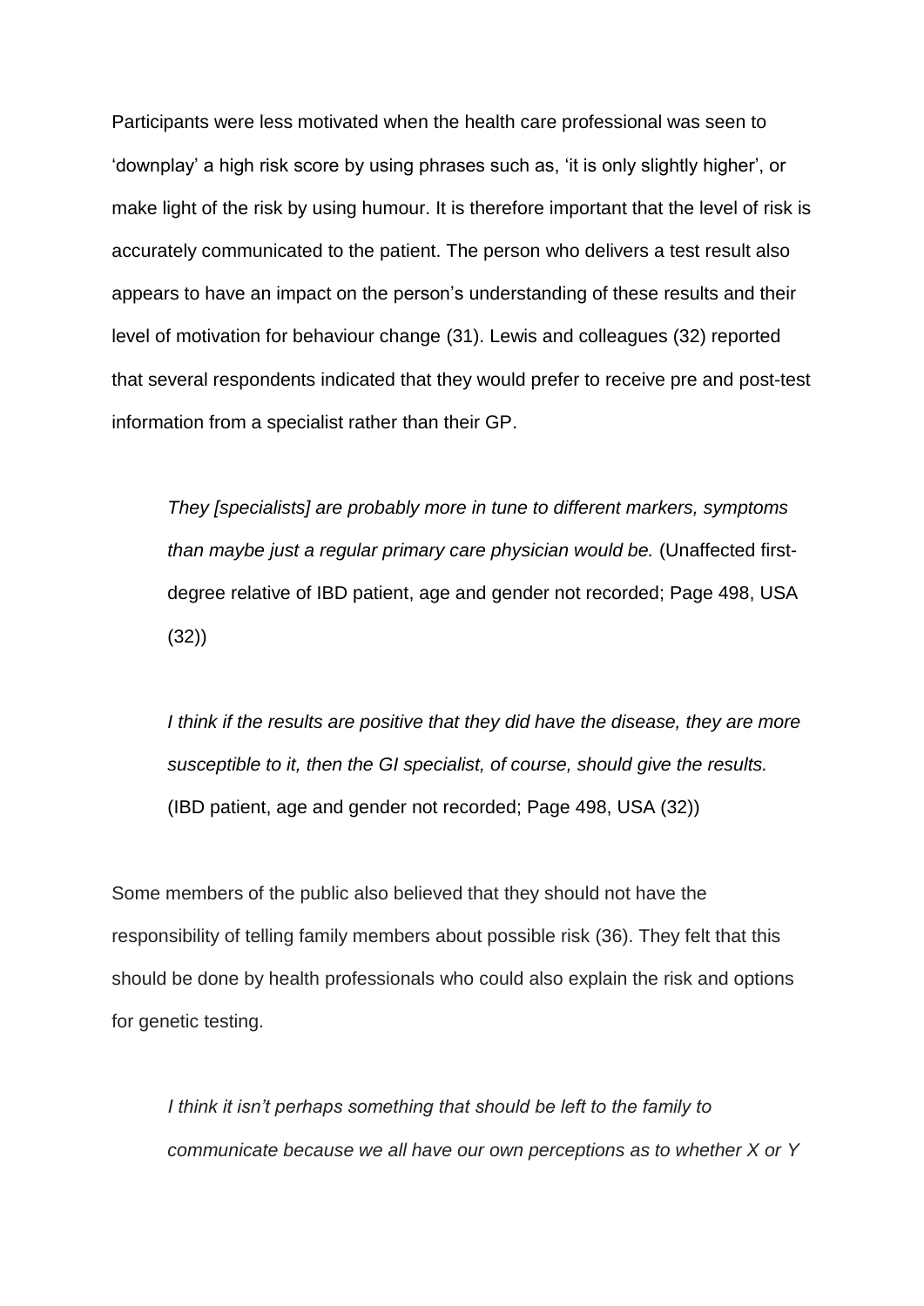Participants were less motivated when the health care professional was seen to 'downplay' a high risk score by using phrases such as, 'it is only slightly higher', or make light of the risk by using humour. It is therefore important that the level of risk is accurately communicated to the patient. The person who delivers a test result also appears to have an impact on the person's understanding of these results and their level of motivation for behaviour change (31). Lewis and colleagues (32) reported that several respondents indicated that they would prefer to receive pre and post-test information from a specialist rather than their GP.

> *They [specialists] are probably more in tune to different markers, symptoms than maybe just a regular primary care physician would be.* (Unaffected first-degree relative of IBD patient, age and gender not recorded; Page 498, USA (32))

> *I think if the results are positive that they did have the disease, they are more susceptible to it, then the GI specialist, of course, should give the results.* (IBD patient, age and gender not recorded; Page 498, USA (32))

Some members of the public also believed that they should not have the responsibility of telling family members about possible risk (36). They felt that this should be done by health professionals who could also explain the risk and options for genetic testing.

> *I think it isn't perhaps something that should be left to the family to communicate because we all have our own perceptions as to whether X or Y*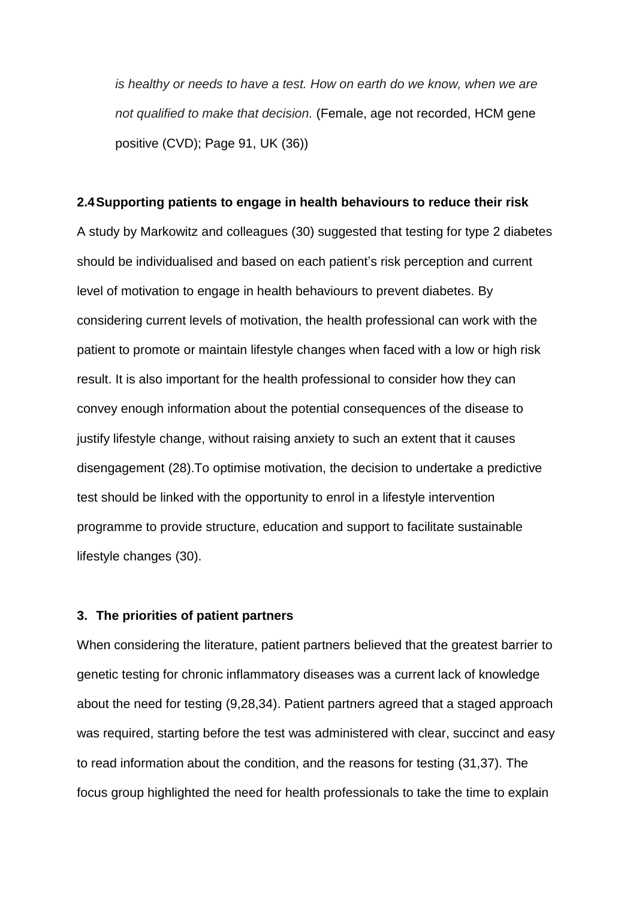> *is healthy or needs to have a test. How on earth do we know, when we are not qualified to make that decision.* (Female, age not recorded, HCM gene positive (CVD); Page 91, UK (36))

### 2.4 Supporting patients to engage in health behaviours to reduce their risk

A study by Markowitz and colleagues (30) suggested that testing for type 2 diabetes should be individualised and based on each patient's risk perception and current level of motivation to engage in health behaviours to prevent diabetes. By considering current levels of motivation, the health professional can work with the patient to promote or maintain lifestyle changes when faced with a low or high risk result. It is also important for the health professional to consider how they can convey enough information about the potential consequences of the disease to justify lifestyle change, without raising anxiety to such an extent that it causes disengagement (28).To optimise motivation, the decision to undertake a predictive test should be linked with the opportunity to enrol in a lifestyle intervention programme to provide structure, education and support to facilitate sustainable lifestyle changes (30).

## 3. The priorities of patient partners

When considering the literature, patient partners believed that the greatest barrier to genetic testing for chronic inflammatory diseases was a current lack of knowledge about the need for testing (9,28,34). Patient partners agreed that a staged approach was required, starting before the test was administered with clear, succinct and easy to read information about the condition, and the reasons for testing (31,37). The focus group highlighted the need for health professionals to take the time to explain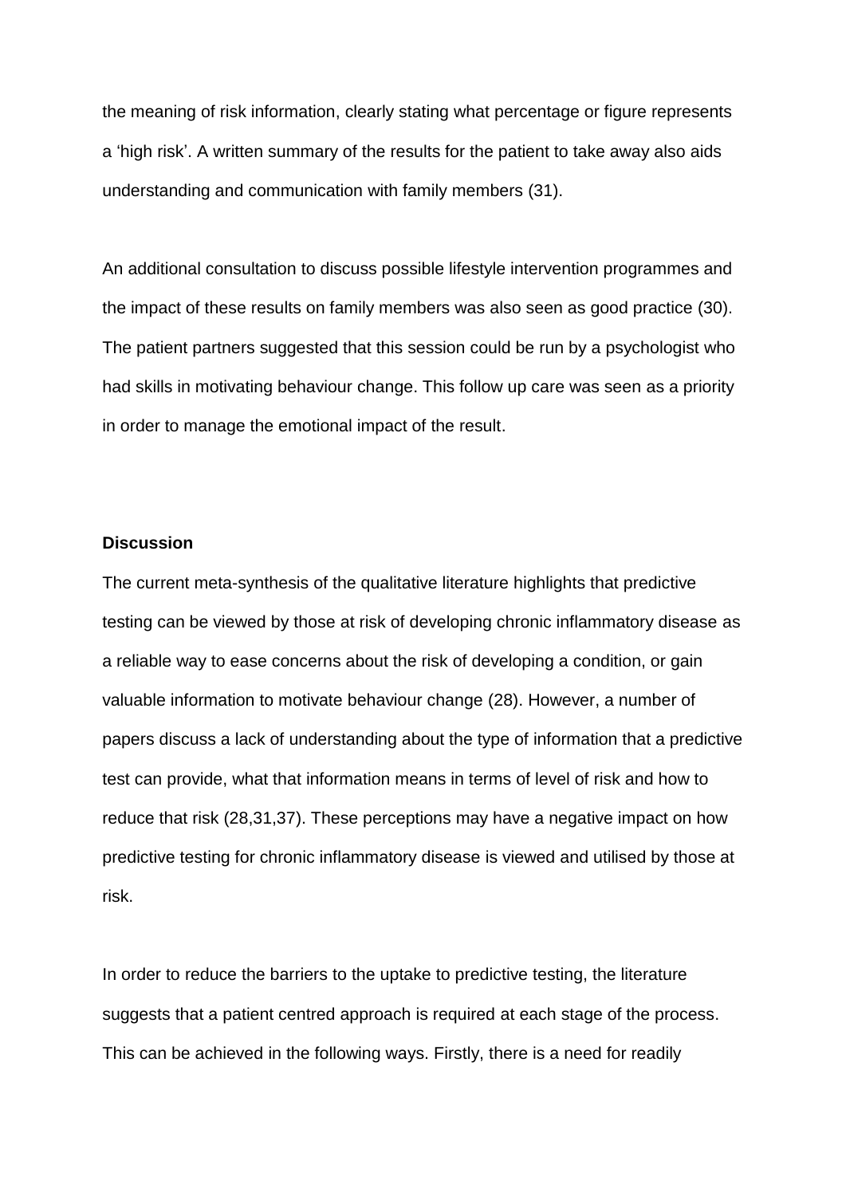the meaning of risk information, clearly stating what percentage or figure represents a 'high risk'. A written summary of the results for the patient to take away also aids understanding and communication with family members (31).

An additional consultation to discuss possible lifestyle intervention programmes and the impact of these results on family members was also seen as good practice (30). The patient partners suggested that this session could be run by a psychologist who had skills in motivating behaviour change. This follow up care was seen as a priority in order to manage the emotional impact of the result.

**Discussion**

The current meta-synthesis of the qualitative literature highlights that predictive testing can be viewed by those at risk of developing chronic inflammatory disease as a reliable way to ease concerns about the risk of developing a condition, or gain valuable information to motivate behaviour change (28). However, a number of papers discuss a lack of understanding about the type of information that a predictive test can provide, what that information means in terms of level of risk and how to reduce that risk (28,31,37). These perceptions may have a negative impact on how predictive testing for chronic inflammatory disease is viewed and utilised by those at risk.

In order to reduce the barriers to the uptake to predictive testing, the literature suggests that a patient centred approach is required at each stage of the process. This can be achieved in the following ways. Firstly, there is a need for readily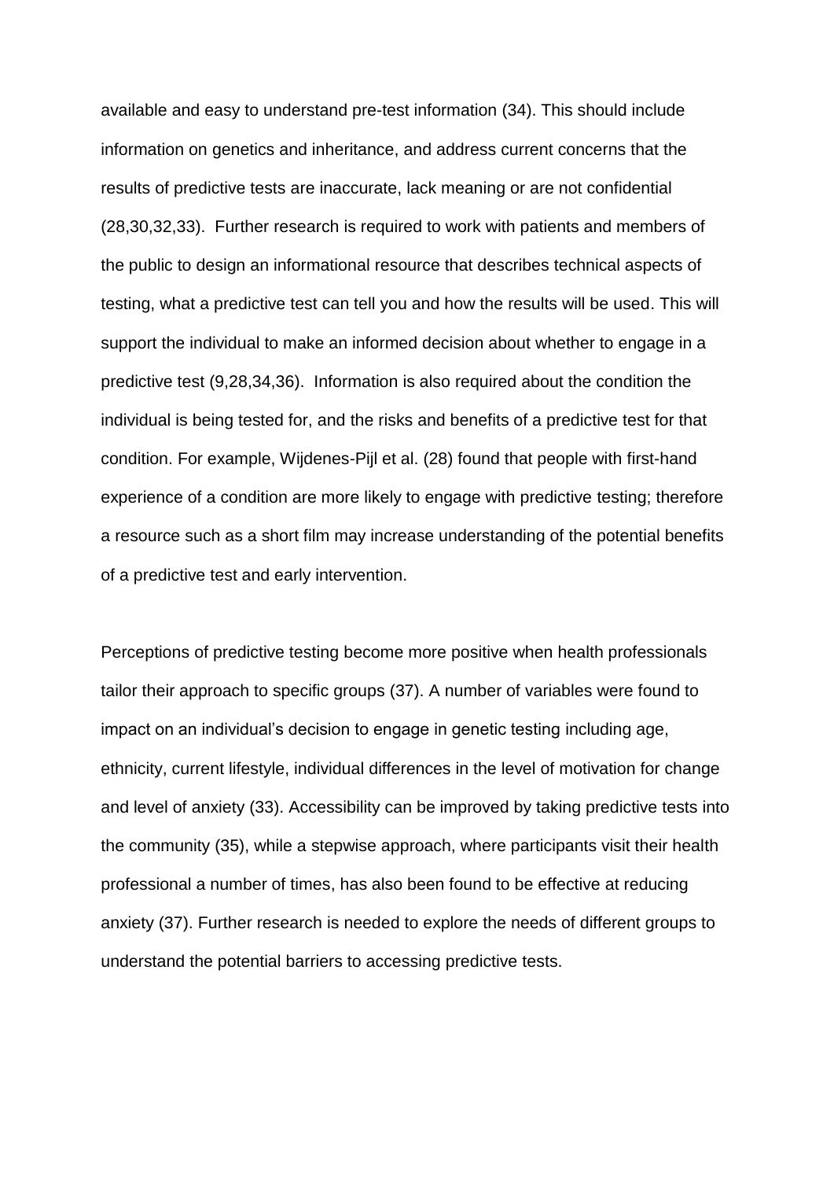available and easy to understand pre-test information (34). This should include information on genetics and inheritance, and address current concerns that the results of predictive tests are inaccurate, lack meaning or are not confidential (28,30,32,33). Further research is required to work with patients and members of the public to design an informational resource that describes technical aspects of testing, what a predictive test can tell you and how the results will be used. This will support the individual to make an informed decision about whether to engage in a predictive test (9,28,34,36). Information is also required about the condition the individual is being tested for, and the risks and benefits of a predictive test for that condition. For example, Wijdenes-Pijl et al. (28) found that people with first-hand experience of a condition are more likely to engage with predictive testing; therefore a resource such as a short film may increase understanding of the potential benefits of a predictive test and early intervention.

Perceptions of predictive testing become more positive when health professionals tailor their approach to specific groups (37). A number of variables were found to impact on an individual's decision to engage in genetic testing including age, ethnicity, current lifestyle, individual differences in the level of motivation for change and level of anxiety (33). Accessibility can be improved by taking predictive tests into the community (35), while a stepwise approach, where participants visit their health professional a number of times, has also been found to be effective at reducing anxiety (37). Further research is needed to explore the needs of different groups to understand the potential barriers to accessing predictive tests.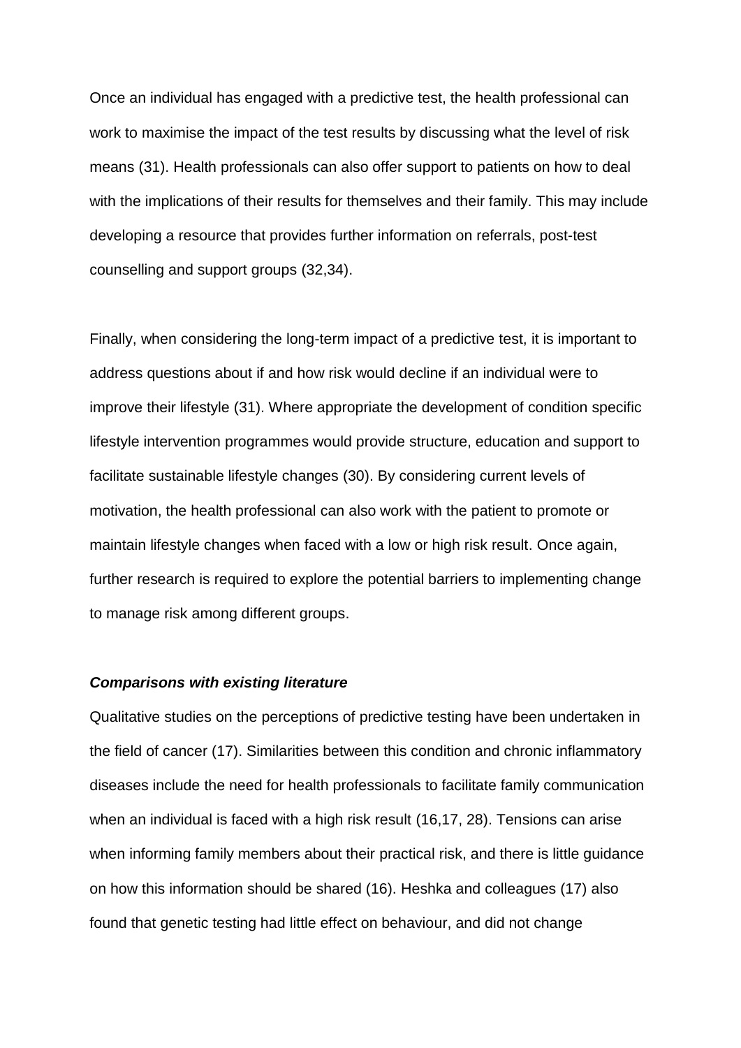Once an individual has engaged with a predictive test, the health professional can work to maximise the impact of the test results by discussing what the level of risk means (31). Health professionals can also offer support to patients on how to deal with the implications of their results for themselves and their family. This may include developing a resource that provides further information on referrals, post-test counselling and support groups (32,34).

Finally, when considering the long-term impact of a predictive test, it is important to address questions about if and how risk would decline if an individual were to improve their lifestyle (31). Where appropriate the development of condition specific lifestyle intervention programmes would provide structure, education and support to facilitate sustainable lifestyle changes (30). By considering current levels of motivation, the health professional can also work with the patient to promote or maintain lifestyle changes when faced with a low or high risk result. Once again, further research is required to explore the potential barriers to implementing change to manage risk among different groups.

***Comparisons with existing literature***

Qualitative studies on the perceptions of predictive testing have been undertaken in the field of cancer (17). Similarities between this condition and chronic inflammatory diseases include the need for health professionals to facilitate family communication when an individual is faced with a high risk result (16,17, 28). Tensions can arise when informing family members about their practical risk, and there is little guidance on how this information should be shared (16). Heshka and colleagues (17) also found that genetic testing had little effect on behaviour, and did not change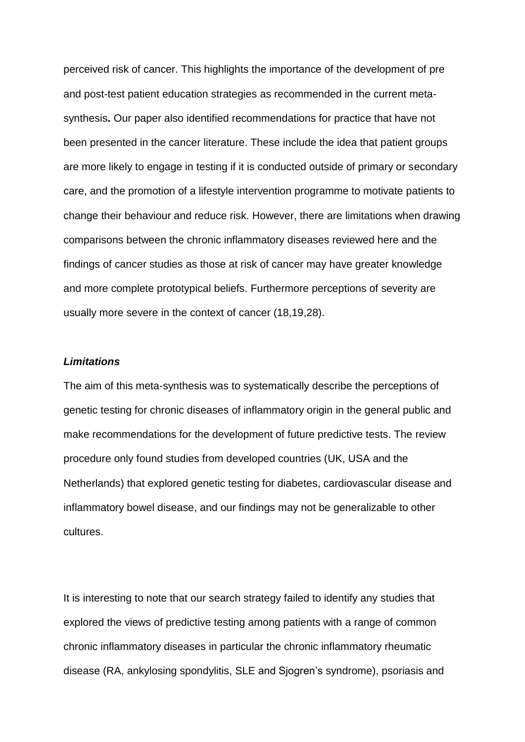perceived risk of cancer. This highlights the importance of the development of pre and post-test patient education strategies as recommended in the current meta-synthesis**.** Our paper also identified recommendations for practice that have not been presented in the cancer literature. These include the idea that patient groups are more likely to engage in testing if it is conducted outside of primary or secondary care, and the promotion of a lifestyle intervention programme to motivate patients to change their behaviour and reduce risk. However, there are limitations when drawing comparisons between the chronic inflammatory diseases reviewed here and the findings of cancer studies as those at risk of cancer may have greater knowledge and more complete prototypical beliefs. Furthermore perceptions of severity are usually more severe in the context of cancer (18,19,28).

***Limitations***

The aim of this meta-synthesis was to systematically describe the perceptions of genetic testing for chronic diseases of inflammatory origin in the general public and make recommendations for the development of future predictive tests. The review procedure only found studies from developed countries (UK, USA and the Netherlands) that explored genetic testing for diabetes, cardiovascular disease and inflammatory bowel disease, and our findings may not be generalizable to other cultures.

It is interesting to note that our search strategy failed to identify any studies that explored the views of predictive testing among patients with a range of common chronic inflammatory diseases in particular the chronic inflammatory rheumatic disease (RA, ankylosing spondylitis, SLE and Sjogren's syndrome), psoriasis and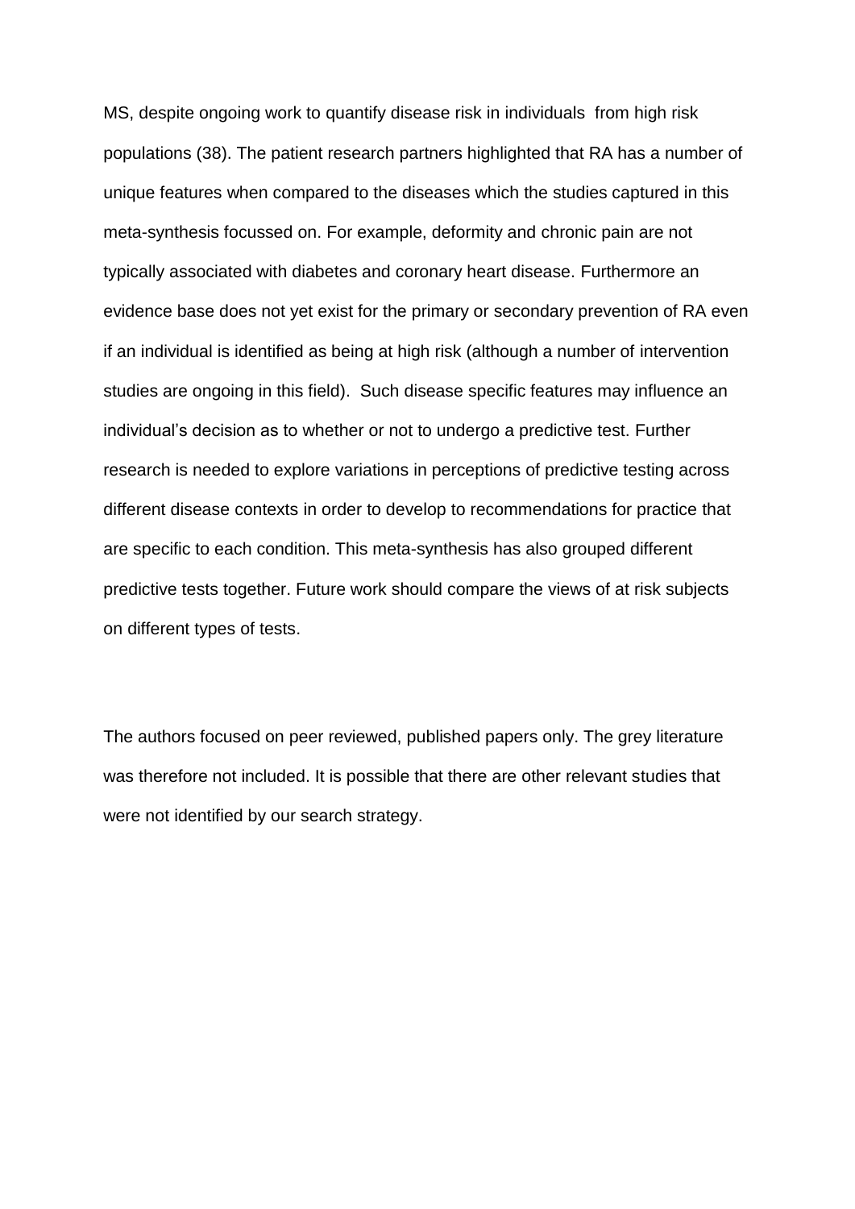MS, despite ongoing work to quantify disease risk in individuals from high risk populations (38). The patient research partners highlighted that RA has a number of unique features when compared to the diseases which the studies captured in this meta-synthesis focussed on. For example, deformity and chronic pain are not typically associated with diabetes and coronary heart disease. Furthermore an evidence base does not yet exist for the primary or secondary prevention of RA even if an individual is identified as being at high risk (although a number of intervention studies are ongoing in this field). Such disease specific features may influence an individual's decision as to whether or not to undergo a predictive test. Further research is needed to explore variations in perceptions of predictive testing across different disease contexts in order to develop to recommendations for practice that are specific to each condition. This meta-synthesis has also grouped different predictive tests together. Future work should compare the views of at risk subjects on different types of tests.

The authors focused on peer reviewed, published papers only. The grey literature was therefore not included. It is possible that there are other relevant studies that were not identified by our search strategy.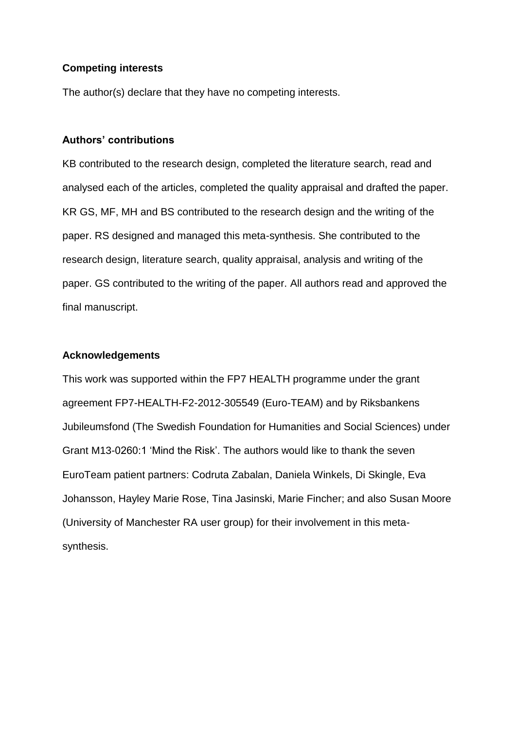### Competing interests

The author(s) declare that they have no competing interests.

### Authors' contributions

KB contributed to the research design, completed the literature search, read and analysed each of the articles, completed the quality appraisal and drafted the paper. KR GS, MF, MH and BS contributed to the research design and the writing of the paper. RS designed and managed this meta-synthesis. She contributed to the research design, literature search, quality appraisal, analysis and writing of the paper. GS contributed to the writing of the paper. All authors read and approved the final manuscript.

### Acknowledgements

This work was supported within the FP7 HEALTH programme under the grant agreement FP7-HEALTH-F2-2012-305549 (Euro-TEAM) and by Riksbankens Jubileumsfond (The Swedish Foundation for Humanities and Social Sciences) under Grant M13-0260:1 'Mind the Risk'. The authors would like to thank the seven EuroTeam patient partners: Codruta Zabalan, Daniela Winkels, Di Skingle, Eva Johansson, Hayley Marie Rose, Tina Jasinski, Marie Fincher; and also Susan Moore (University of Manchester RA user group) for their involvement in this meta-synthesis.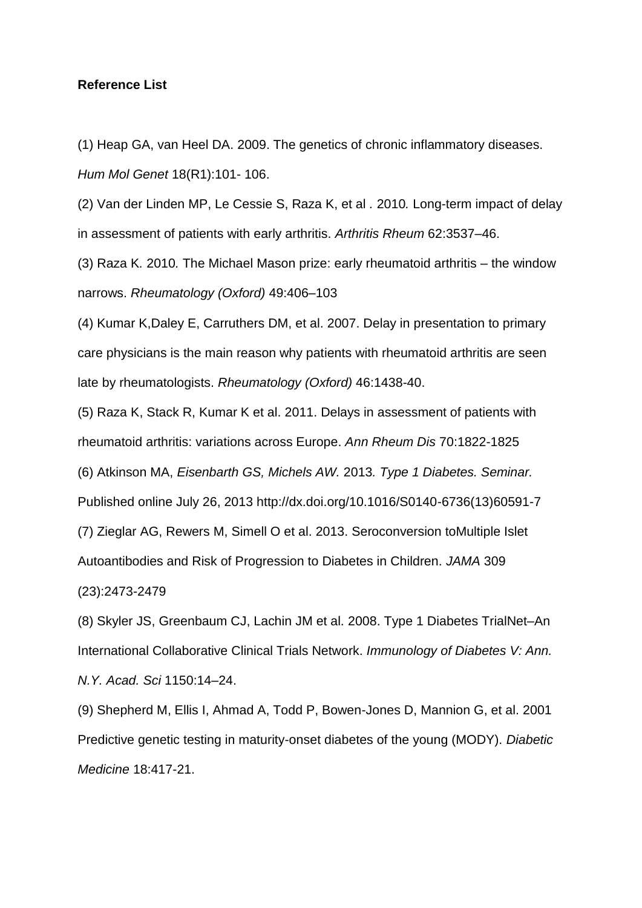**Reference List**

(1) Heap GA, van Heel DA. 2009. The genetics of chronic inflammatory diseases. *Hum Mol Genet* 18(R1):101- 106.

(2) Van der Linden MP, Le Cessie S, Raza K, et al . 2010*.* Long-term impact of delay in assessment of patients with early arthritis. *Arthritis Rheum* 62:3537–46.

(3) Raza K*.* 2010*.* The Michael Mason prize: early rheumatoid arthritis – the window narrows. *Rheumatology (Oxford)* 49:406–103

(4) Kumar K,Daley E, Carruthers DM, et al. 2007. Delay in presentation to primary care physicians is the main reason why patients with rheumatoid arthritis are seen late by rheumatologists. *Rheumatology (Oxford)* 46:1438-40.

(5) Raza K, Stack R, Kumar K et al. 2011. Delays in assessment of patients with rheumatoid arthritis: variations across Europe. *Ann Rheum Dis* 70:1822-1825

(6) Atkinson MA, *Eisenbarth GS, Michels AW.* 2013*. Type 1 Diabetes. Seminar.* Published online July 26, 2013 http://dx.doi.org/10.1016/S0140-6736(13)60591-7

(7) Zieglar AG, Rewers M, Simell O et al. 2013. Seroconversion toMultiple Islet Autoantibodies and Risk of Progression to Diabetes in Children. *JAMA* 309 (23):2473-2479

(8) Skyler JS, Greenbaum CJ, Lachin JM et al. 2008. Type 1 Diabetes TrialNet–An International Collaborative Clinical Trials Network. *Immunology of Diabetes V: Ann. N.Y. Acad. Sci* 1150:14–24.

(9) Shepherd M, Ellis I, Ahmad A, Todd P, Bowen-Jones D, Mannion G, et al. 2001 Predictive genetic testing in maturity-onset diabetes of the young (MODY). *Diabetic Medicine* 18:417-21.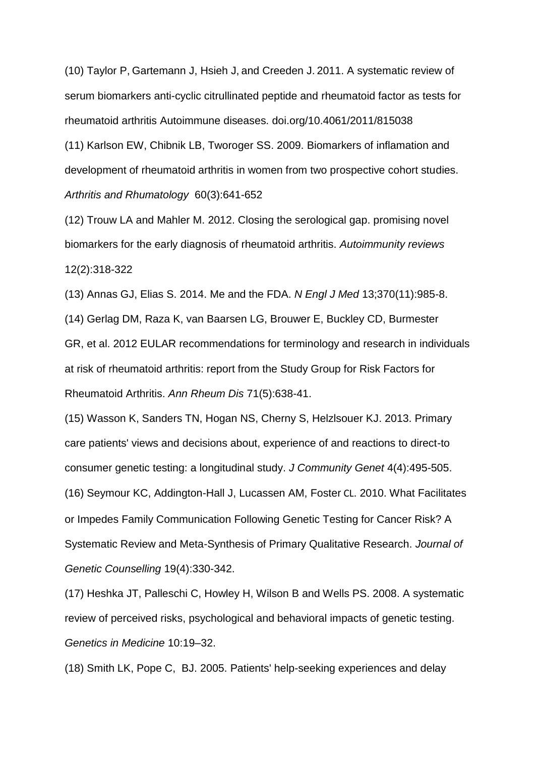(10) Taylor P, Gartemann J, Hsieh J, and Creeden J. 2011. A systematic review of serum biomarkers anti-cyclic citrullinated peptide and rheumatoid factor as tests for rheumatoid arthritis Autoimmune diseases. doi.org/10.4061/2011/815038

(11) Karlson EW, Chibnik LB, Tworoger SS. 2009. Biomarkers of inflamation and development of rheumatoid arthritis in women from two prospective cohort studies. *Arthritis and Rhumatology* 60(3):641-652

(12) Trouw LA and Mahler M. 2012. Closing the serological gap. promising novel biomarkers for the early diagnosis of rheumatoid arthritis. *Autoimmunity reviews* 12(2):318-322

(13) Annas GJ, Elias S. 2014. Me and the FDA. *N Engl J Med* 13;370(11):985-8.

(14) Gerlag DM, Raza K, van Baarsen LG, Brouwer E, Buckley CD, Burmester GR, et al. 2012 EULAR recommendations for terminology and research in individuals at risk of rheumatoid arthritis: report from the Study Group for Risk Factors for Rheumatoid Arthritis. *Ann Rheum Dis* 71(5):638-41.

(15) Wasson K, Sanders TN, Hogan NS, Cherny S, Helzlsouer KJ. 2013. Primary care patients' views and decisions about, experience of and reactions to direct-to consumer genetic testing: a longitudinal study. *J Community Genet* 4(4):495-505.

(16) Seymour KC, Addington-Hall J, Lucassen AM, Foster CL. 2010. What Facilitates or Impedes Family Communication Following Genetic Testing for Cancer Risk? A Systematic Review and Meta-Synthesis of Primary Qualitative Research. *Journal of Genetic Counselling* 19(4):330-342.

(17) Heshka JT, Palleschi C, Howley H, Wilson B and Wells PS. 2008. A systematic review of perceived risks, psychological and behavioral impacts of genetic testing. *Genetics in Medicine* 10:19–32.

(18) Smith LK, Pope C, BJ. 2005. Patients' help-seeking experiences and delay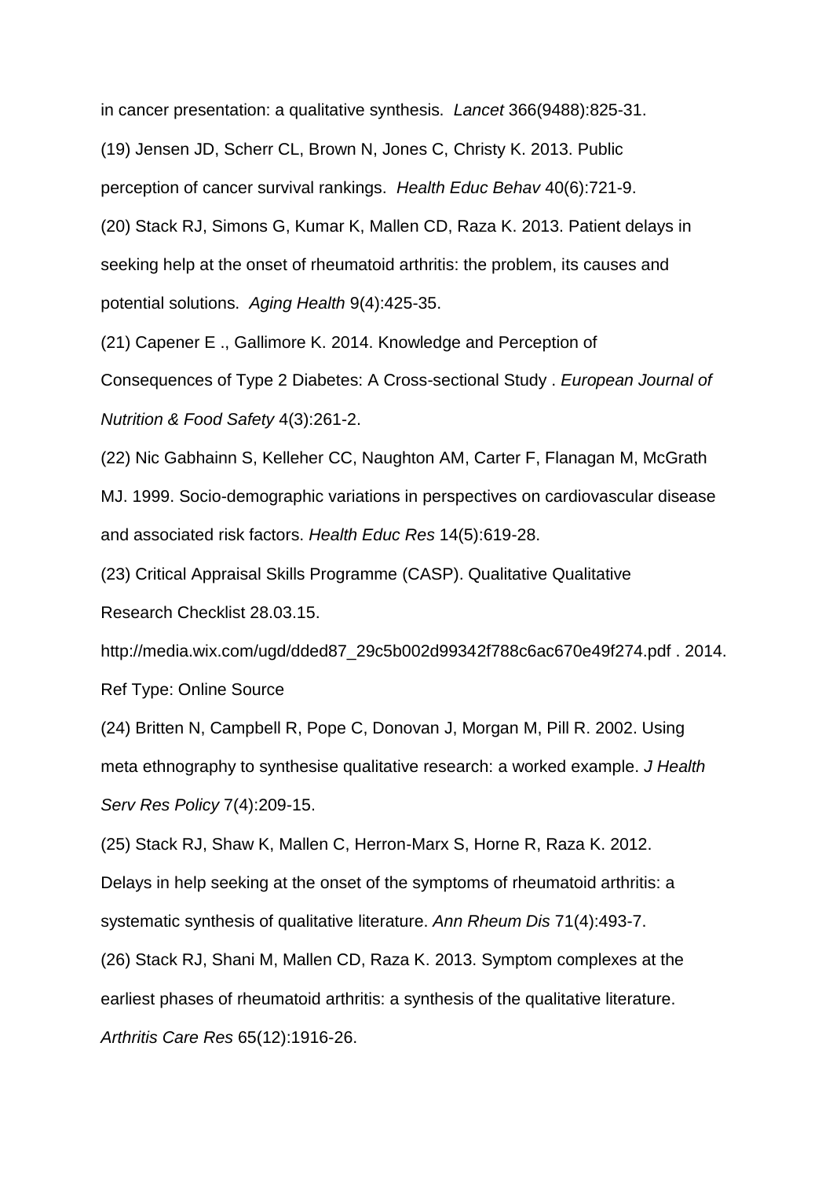in cancer presentation: a qualitative synthesis. *Lancet* 366(9488):825-31.

(19) Jensen JD, Scherr CL, Brown N, Jones C, Christy K. 2013. Public perception of cancer survival rankings. *Health Educ Behav* 40(6):721-9.

(20) Stack RJ, Simons G, Kumar K, Mallen CD, Raza K. 2013. Patient delays in seeking help at the onset of rheumatoid arthritis: the problem, its causes and potential solutions. *Aging Health* 9(4):425-35.

(21) Capener E ., Gallimore K. 2014. Knowledge and Perception of Consequences of Type 2 Diabetes: A Cross-sectional Study . *European Journal of Nutrition & Food Safety* 4(3):261-2.

(22) Nic Gabhainn S, Kelleher CC, Naughton AM, Carter F, Flanagan M, McGrath MJ. 1999. Socio-demographic variations in perspectives on cardiovascular disease and associated risk factors. *Health Educ Res* 14(5):619-28.

(23) Critical Appraisal Skills Programme (CASP). Qualitative Qualitative Research Checklist 28.03.15.

http://media.wix.com/ugd/dded87_29c5b002d99342f788c6ac670e49f274.pdf . 2014.

Ref Type: Online Source

(24) Britten N, Campbell R, Pope C, Donovan J, Morgan M, Pill R. 2002. Using meta ethnography to synthesise qualitative research: a worked example. *J Health Serv Res Policy* 7(4):209-15.

(25) Stack RJ, Shaw K, Mallen C, Herron-Marx S, Horne R, Raza K. 2012. Delays in help seeking at the onset of the symptoms of rheumatoid arthritis: a systematic synthesis of qualitative literature. *Ann Rheum Dis* 71(4):493-7.

(26) Stack RJ, Shani M, Mallen CD, Raza K. 2013. Symptom complexes at the earliest phases of rheumatoid arthritis: a synthesis of the qualitative literature. *Arthritis Care Res* 65(12):1916-26.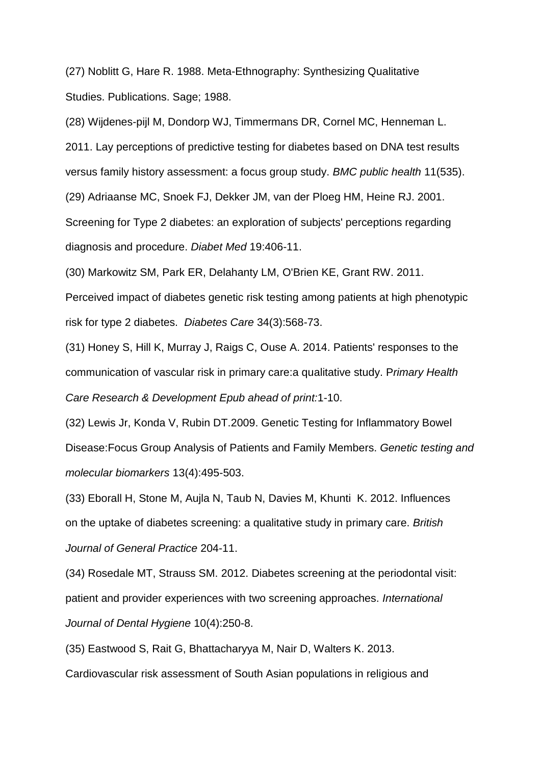(27) Noblitt G, Hare R. 1988. Meta-Ethnography: Synthesizing Qualitative Studies. Publications. Sage; 1988.

(28) Wijdenes-pijl M, Dondorp WJ, Timmermans DR, Cornel MC, Henneman L. 2011. Lay perceptions of predictive testing for diabetes based on DNA test results versus family history assessment: a focus group study. *BMC public health* 11(535).

(29) Adriaanse MC, Snoek FJ, Dekker JM, van der Ploeg HM, Heine RJ. 2001. Screening for Type 2 diabetes: an exploration of subjects' perceptions regarding diagnosis and procedure. *Diabet Med* 19:406-11.

(30) Markowitz SM, Park ER, Delahanty LM, O'Brien KE, Grant RW. 2011. Perceived impact of diabetes genetic risk testing among patients at high phenotypic risk for type 2 diabetes. *Diabetes Care* 34(3):568-73.

(31) Honey S, Hill K, Murray J, Raigs C, Ouse A. 2014. Patients' responses to the communication of vascular risk in primary care:a qualitative study. P*rimary Health Care Research & Development Epub ahead of print:*1-10.

(32) Lewis Jr, Konda V, Rubin DT.2009. Genetic Testing for Inflammatory Bowel Disease:Focus Group Analysis of Patients and Family Members. *Genetic testing and molecular biomarkers* 13(4):495-503.

(33) Eborall H, Stone M, Aujla N, Taub N, Davies M, Khunti K. 2012. Influences on the uptake of diabetes screening: a qualitative study in primary care. *British Journal of General Practice* 204-11.

(34) Rosedale MT, Strauss SM. 2012. Diabetes screening at the periodontal visit: patient and provider experiences with two screening approaches. *International Journal of Dental Hygiene* 10(4):250-8.

(35) Eastwood S, Rait G, Bhattacharyya M, Nair D, Walters K. 2013. Cardiovascular risk assessment of South Asian populations in religious and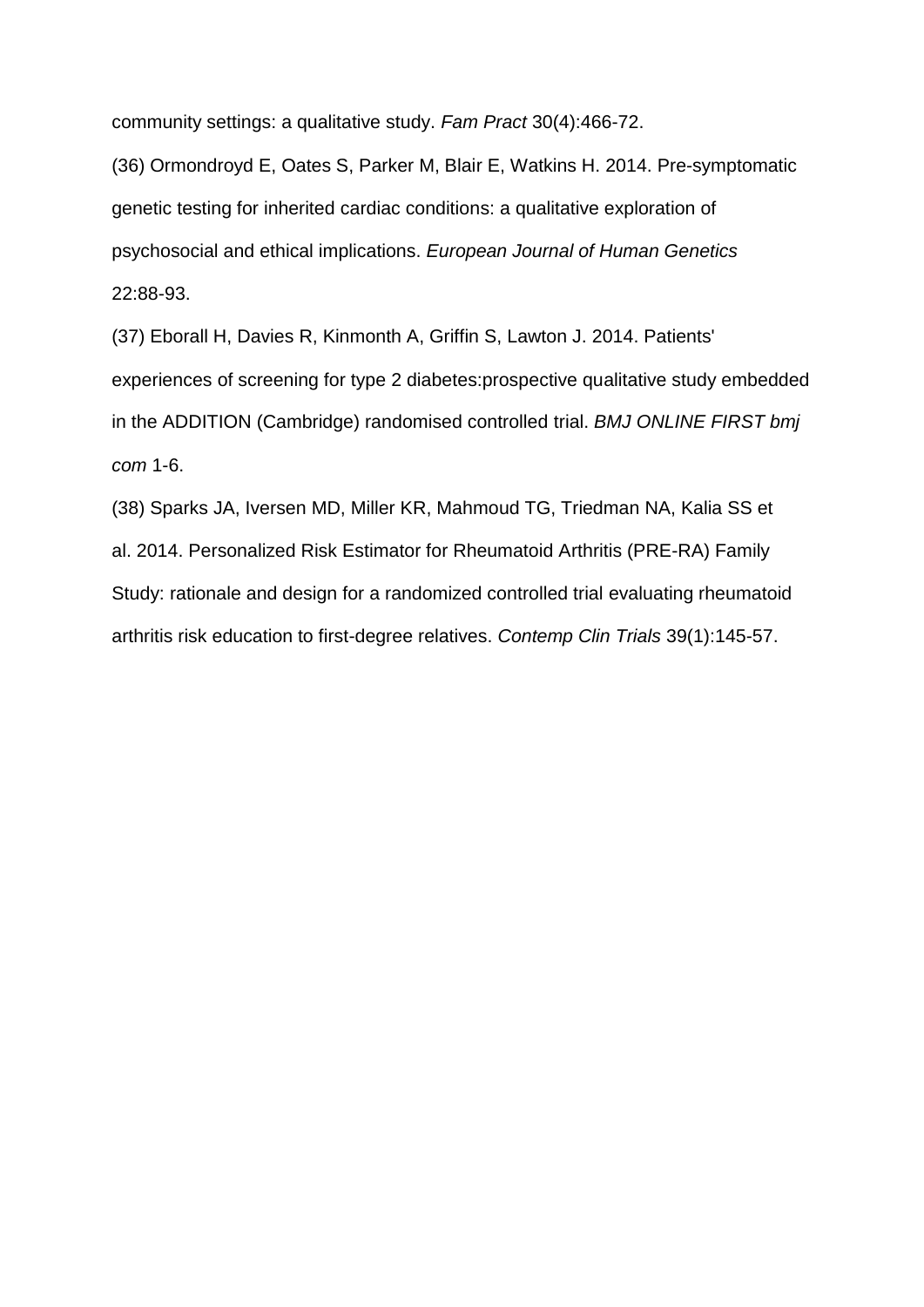community settings: a qualitative study. *Fam Pract* 30(4):466-72.

(36) Ormondroyd E, Oates S, Parker M, Blair E, Watkins H. 2014. Pre-symptomatic genetic testing for inherited cardiac conditions: a qualitative exploration of psychosocial and ethical implications. *European Journal of Human Genetics* 22:88-93.

(37) Eborall H, Davies R, Kinmonth A, Griffin S, Lawton J. 2014. Patients' experiences of screening for type 2 diabetes:prospective qualitative study embedded in the ADDITION (Cambridge) randomised controlled trial. *BMJ ONLINE FIRST bmj com* 1-6.

(38) Sparks JA, Iversen MD, Miller KR, Mahmoud TG, Triedman NA, Kalia SS et al. 2014. Personalized Risk Estimator for Rheumatoid Arthritis (PRE-RA) Family Study: rationale and design for a randomized controlled trial evaluating rheumatoid arthritis risk education to first-degree relatives. *Contemp Clin Trials* 39(1):145-57.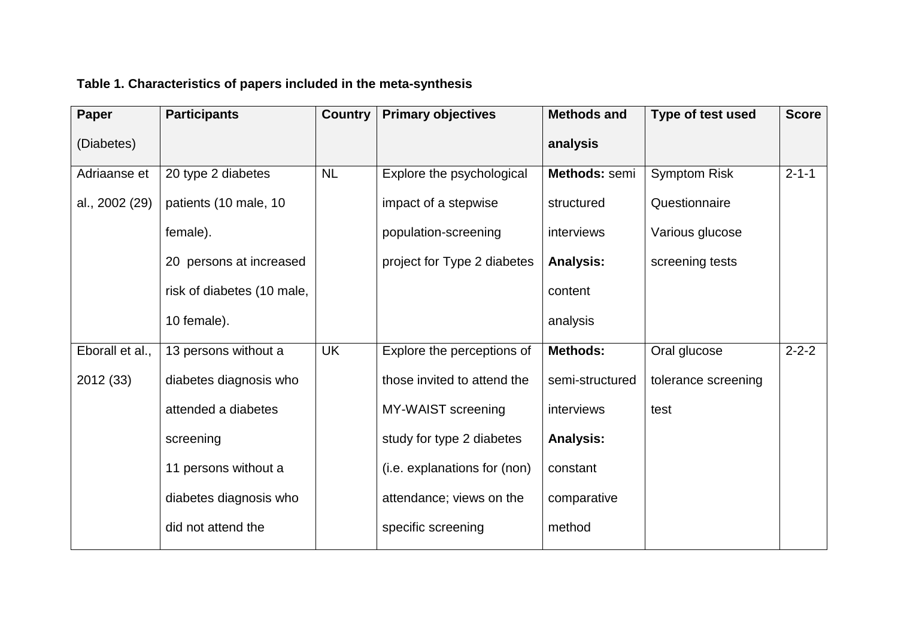**Table 1. Characteristics of papers included in the meta-synthesis**

| Paper (Diabetes) | Participants | Country | Primary objectives | Methods and analysis | Type of test used | Score |
|---|---|---|---|---|---|---|
| Adriaanse et al., 2002 (29) | 20 type 2 diabetes patients (10 male, 10 female). 20 persons at increased risk of diabetes (10 male, 10 female). | NL | Explore the psychological impact of a stepwise population-screening project for Type 2 diabetes | **Methods:** semi structured interviews **Analysis:** content analysis | Symptom Risk Questionnaire Various glucose screening tests | 2-1-1 |
| Eborall et al., 2012 (33) | 13 persons without a diabetes diagnosis who attended a diabetes screening 11 persons without a diabetes diagnosis who did not attend the | UK | Explore the perceptions of those invited to attend the MY-WAIST screening study for type 2 diabetes (i.e. explanations for (non) attendance; views on the specific screening | **Methods:** semi-structured interviews **Analysis:** constant comparative method | Oral glucose tolerance screening test | 2-2-2 |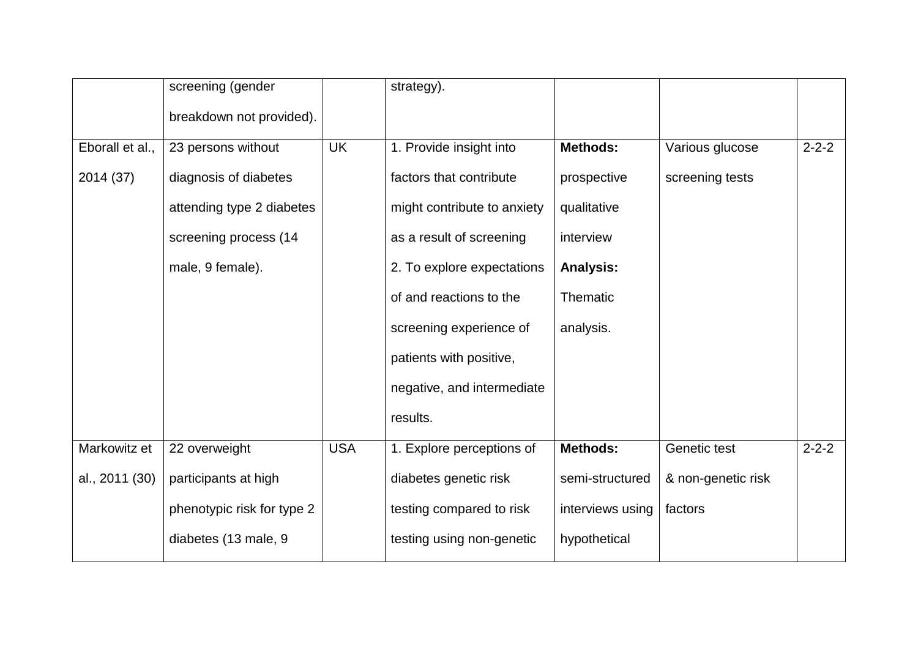| | screening (gender breakdown not provided). | | strategy). | | | |
|---|---|---|---|---|---|---|
| Eborall et al., 2014 (37) | 23 persons without diagnosis of diabetes attending type 2 diabetes screening process (14 male, 9 female). | UK | 1. Provide insight into factors that contribute might contribute to anxiety as a result of screening 2. To explore expectations of and reactions to the screening experience of patients with positive, negative, and intermediate results. | **Methods:** prospective qualitative interview **Analysis:** Thematic analysis. | Various glucose screening tests | 2-2-2 |
| Markowitz et al., 2011 (30) | 22 overweight participants at high phenotypic risk for type 2 diabetes (13 male, 9 | USA | 1. Explore perceptions of diabetes genetic risk testing compared to risk testing using non-genetic | **Methods:** semi-structured interviews using hypothetical | Genetic test & non-genetic risk factors | 2-2-2 |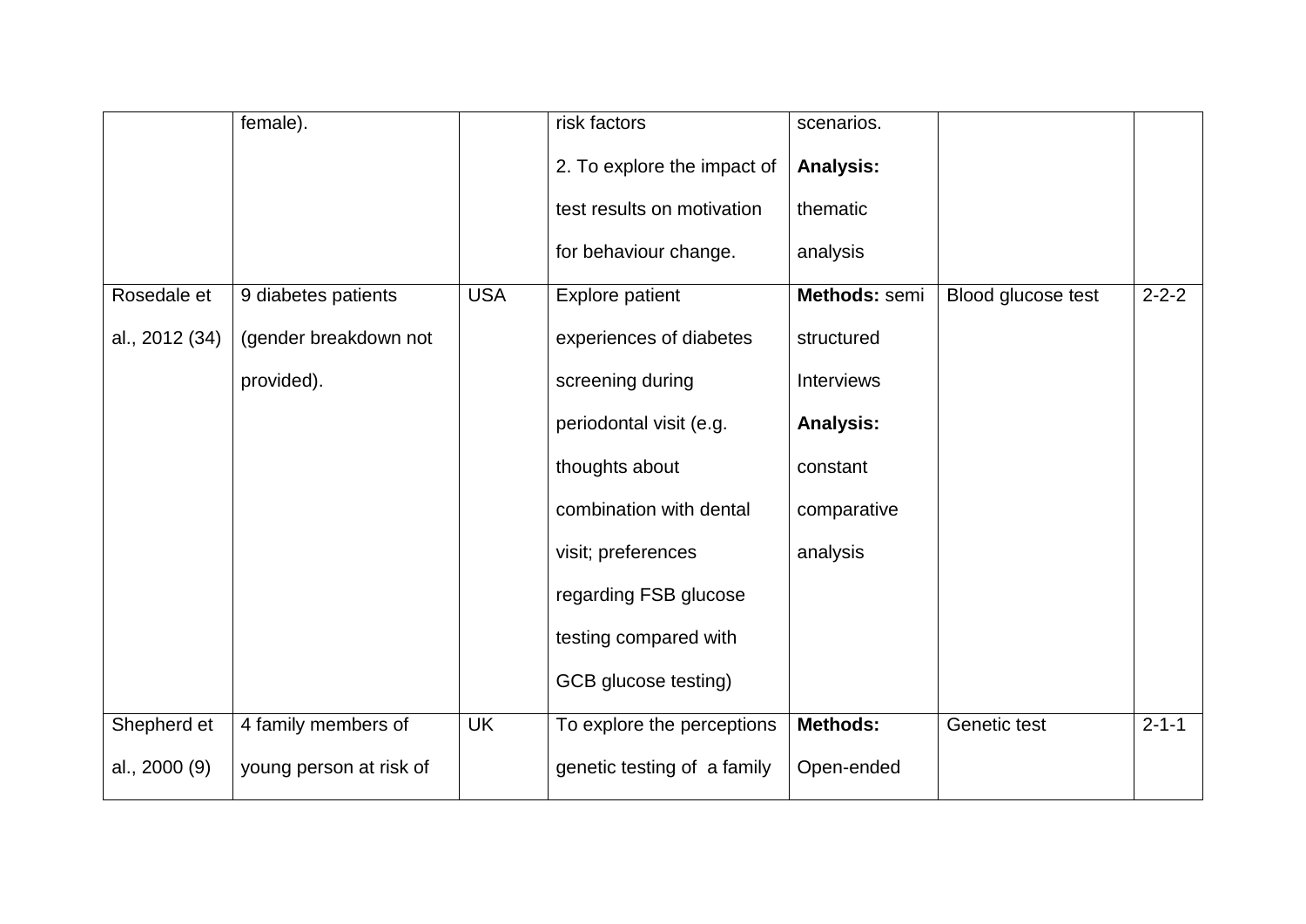| | | | | | | |
|---|---|---|---|---|---|---|
| | female). | | risk factors<br>2. To explore the impact of test results on motivation for behaviour change. | scenarios.<br>**Analysis:** thematic analysis | | |
| Rosedale et al., 2012 (34) | 9 diabetes patients (gender breakdown not provided). | USA | Explore patient experiences of diabetes screening during periodontal visit (e.g. thoughts about combination with dental visit; preferences regarding FSB glucose testing compared with GCB glucose testing) | **Methods:** semi structured Interviews<br>**Analysis:** constant comparative analysis | Blood glucose test | 2-2-2 |
| Shepherd et al., 2000 (9) | 4 family members of young person at risk of | UK | To explore the perceptions genetic testing of a family | **Methods:** Open-ended | Genetic test | 2-1-1 |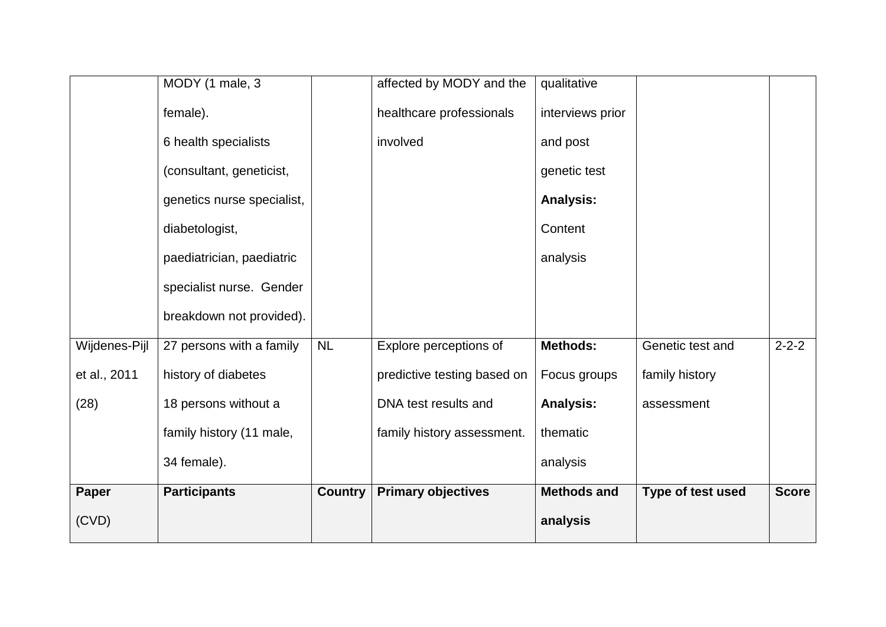| | | | | | | |
|---|---|---|---|---|---|---|
| | MODY (1 male, 3 female). 6 health specialists (consultant, geneticist, genetics nurse specialist, diabetologist, paediatrician, paediatric specialist nurse. Gender breakdown not provided). | | affected by MODY and the healthcare professionals involved | qualitative interviews prior and post genetic test **Analysis:** Content analysis | | |
| Wijdenes-Pijl et al., 2011 (28) | 27 persons with a family history of diabetes 18 persons without a family history (11 male, 34 female). | NL | Explore perceptions of predictive testing based on DNA test results and family history assessment. | **Methods:** Focus groups **Analysis:** thematic analysis | Genetic test and family history assessment | 2-2-2 |
| **Paper** (CVD) | **Participants** | **Country** | **Primary objectives** | **Methods and analysis** | **Type of test used** | **Score** |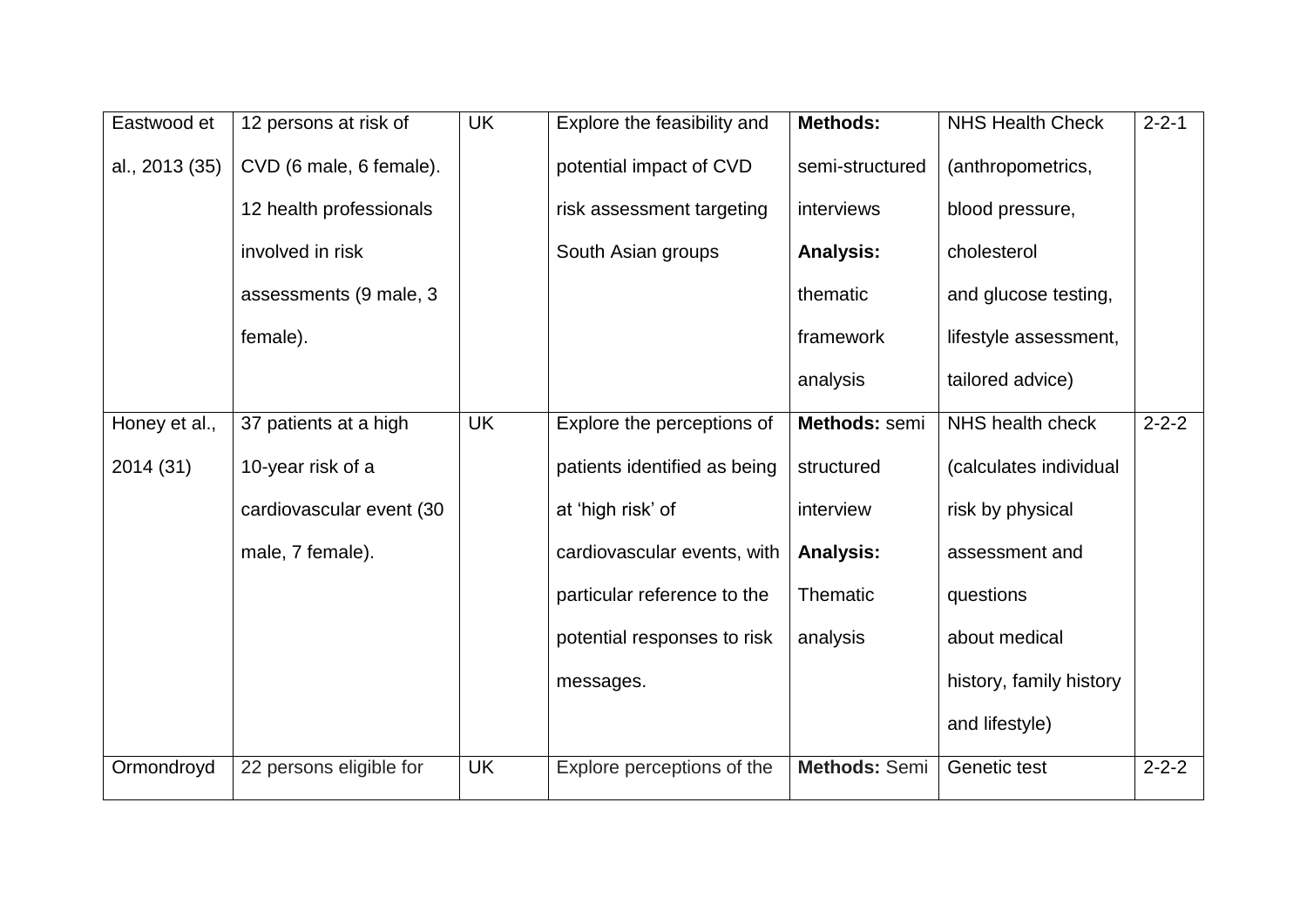| Eastwood et al., 2013 (35) | 12 persons at risk of CVD (6 male, 6 female). 12 health professionals involved in risk assessments (9 male, 3 female). | UK | Explore the feasibility and potential impact of CVD risk assessment targeting South Asian groups | **Methods:** semi-structured interviews **Analysis:** thematic framework analysis | NHS Health Check (anthropometrics, blood pressure, cholesterol and glucose testing, lifestyle assessment, tailored advice) | 2-2-1 |
|---|---|---|---|---|---|---|
| Honey et al., 2014 (31) | 37 patients at a high 10-year risk of a cardiovascular event (30 male, 7 female). | UK | Explore the perceptions of patients identified as being at 'high risk' of cardiovascular events, with particular reference to the potential responses to risk messages. | **Methods:** semi structured interview **Analysis:** Thematic analysis | NHS health check (calculates individual risk by physical assessment and questions about medical history, family history and lifestyle) | 2-2-2 |
| Ormondroyd | 22 persons eligible for | UK | Explore perceptions of the | **Methods:** Semi | Genetic test | 2-2-2 |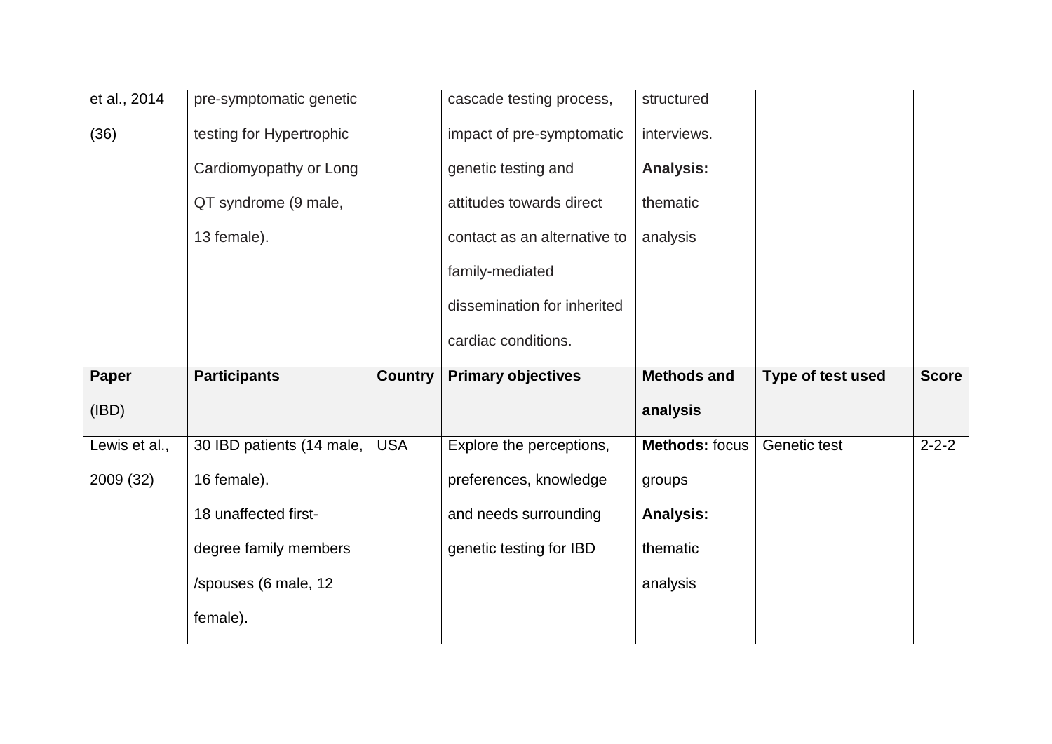| et al., 2014 (36) | pre-symptomatic genetic testing for Hypertrophic Cardiomyopathy or Long QT syndrome (9 male, 13 female). | | cascade testing process, impact of pre-symptomatic genetic testing and attitudes towards direct contact as an alternative to family-mediated dissemination for inherited cardiac conditions. | structured interviews. **Analysis:** thematic analysis | | |
|---|---|---|---|---|---|---|
| **Paper (IBD)** | **Participants** | **Country** | **Primary objectives** | **Methods and analysis** | **Type of test used** | **Score** |
| Lewis et al., 2009 (32) | 30 IBD patients (14 male, 16 female). 18 unaffected first-degree family members /spouses (6 male, 12 female). | USA | Explore the perceptions, preferences, knowledge and needs surrounding genetic testing for IBD | **Methods:** focus groups **Analysis:** thematic analysis | Genetic test | 2-2-2 |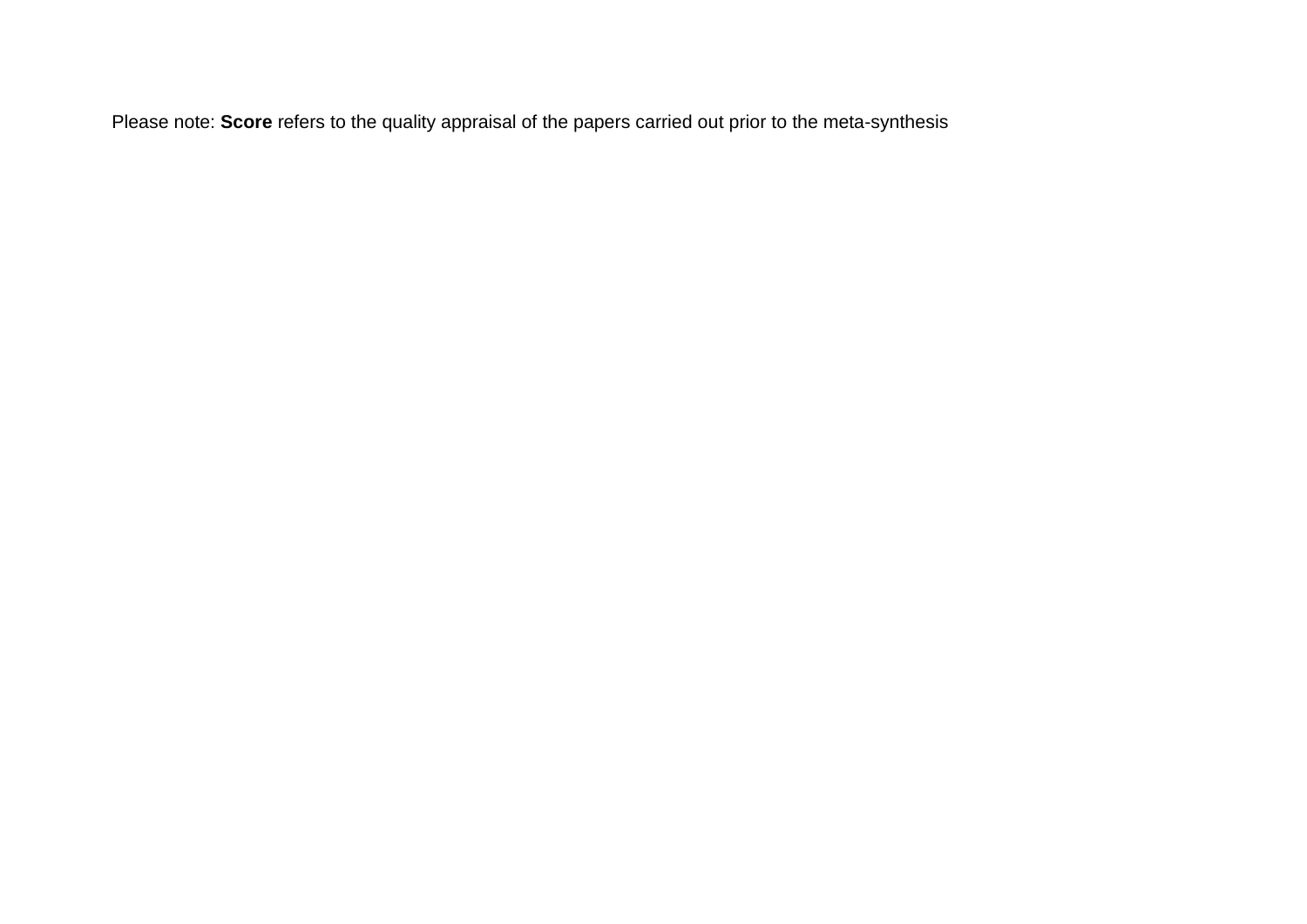Please note: **Score** refers to the quality appraisal of the papers carried out prior to the meta-synthesis